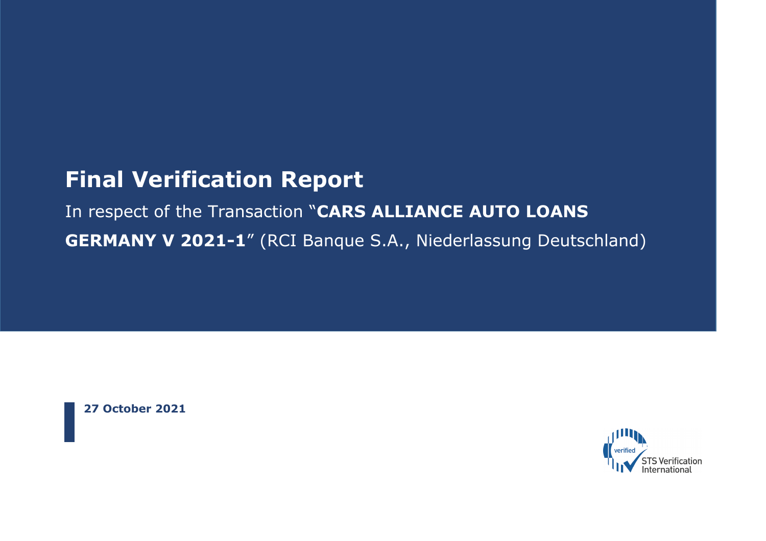# Final Verification Report

In respect of the Transaction "**CARS ALLIANCE AUTO LOANS GERMANY V 2021-1**" (RCI Banque S.A., Niederlassung Deutschland)

**27 October 2021**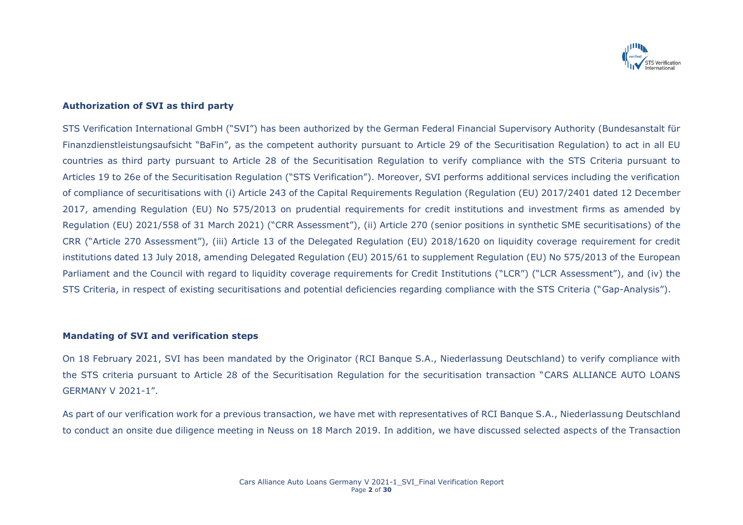**Authorization of SVI as third party**

STS Verification International GmbH ("SVI") has been authorized by the German Federal Financial Supervisory Authority (Bundesanstalt für Finanzdienstleistungsaufsicht "BaFin", as the competent authority pursuant to Article 29 of the Securitisation Regulation) to act in all EU countries as third party pursuant to Article 28 of the Securitisation Regulation to verify compliance with the STS Criteria pursuant to Articles 19 to 26e of the Securitisation Regulation ("STS Verification"). Moreover, SVI performs additional services including the verification of compliance of securitisations with (i) Article 243 of the Capital Requirements Regulation (Regulation (EU) 2017/2401 dated 12 December 2017, amending Regulation (EU) No 575/2013 on prudential requirements for credit institutions and investment firms as amended by Regulation (EU) 2021/558 of 31 March 2021) ("CRR Assessment"), (ii) Article 270 (senior positions in synthetic SME securitisations) of the CRR ("Article 270 Assessment"), (iii) Article 13 of the Delegated Regulation (EU) 2018/1620 on liquidity coverage requirement for credit institutions dated 13 July 2018, amending Delegated Regulation (EU) 2015/61 to supplement Regulation (EU) No 575/2013 of the European Parliament and the Council with regard to liquidity coverage requirements for Credit Institutions ("LCR") ("LCR Assessment"), and (iv) the STS Criteria, in respect of existing securitisations and potential deficiencies regarding compliance with the STS Criteria ("Gap-Analysis").

**Mandating of SVI and verification steps**

On 18 February 2021, SVI has been mandated by the Originator (RCI Banque S.A., Niederlassung Deutschland) to verify compliance with the STS criteria pursuant to Article 28 of the Securitisation Regulation for the securitisation transaction "CARS ALLIANCE AUTO LOANS GERMANY V 2021-1".

As part of our verification work for a previous transaction, we have met with representatives of RCI Banque S.A., Niederlassung Deutschland to conduct an onsite due diligence meeting in Neuss on 18 March 2019. In addition, we have discussed selected aspects of the Transaction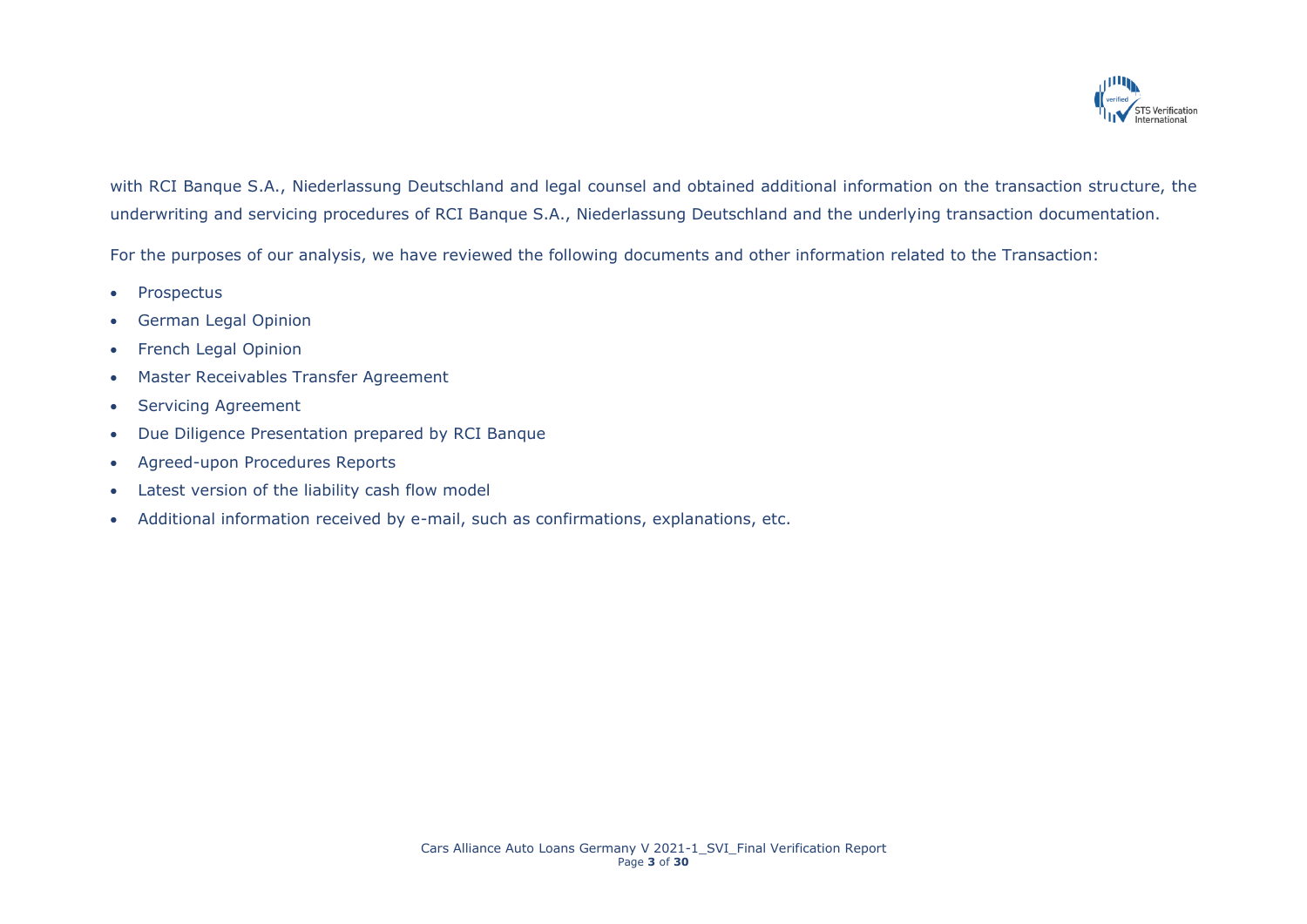with RCI Banque S.A., Niederlassung Deutschland and legal counsel and obtained additional information on the transaction structure, the underwriting and servicing procedures of RCI Banque S.A., Niederlassung Deutschland and the underlying transaction documentation.

For the purposes of our analysis, we have reviewed the following documents and other information related to the Transaction:

- Prospectus
- German Legal Opinion
- French Legal Opinion
- Master Receivables Transfer Agreement
- Servicing Agreement
- Due Diligence Presentation prepared by RCI Banque
- Agreed-upon Procedures Reports
- Latest version of the liability cash flow model
- Additional information received by e-mail, such as confirmations, explanations, etc.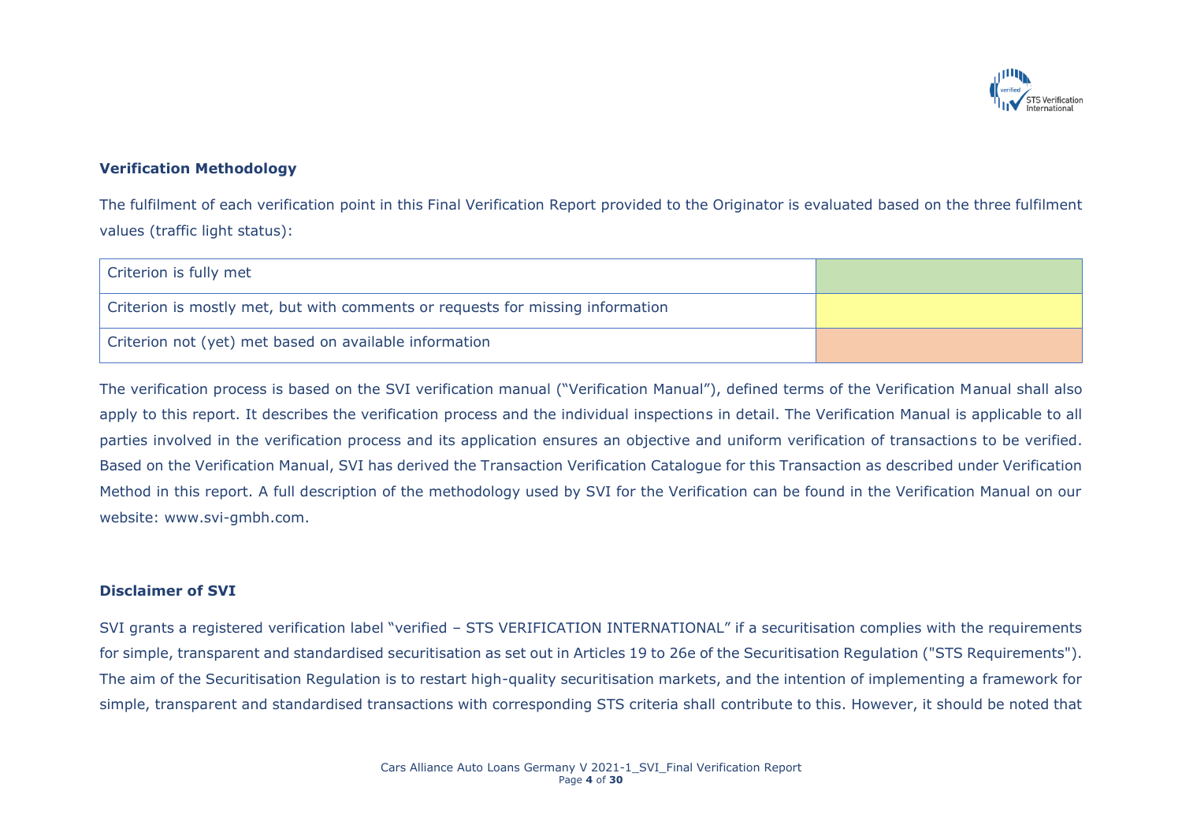### Verification Methodology

The fulfilment of each verification point in this Final Verification Report provided to the Originator is evaluated based on the three fulfilment values (traffic light status):

| Criterion | Status |
|---|---|
| Criterion is fully met | (green) |
| Criterion is mostly met, but with comments or requests for missing information | (yellow) |
| Criterion not (yet) met based on available information | (orange) |

The verification process is based on the SVI verification manual ("Verification Manual"), defined terms of the Verification Manual shall also apply to this report. It describes the verification process and the individual inspections in detail. The Verification Manual is applicable to all parties involved in the verification process and its application ensures an objective and uniform verification of transactions to be verified. Based on the Verification Manual, SVI has derived the Transaction Verification Catalogue for this Transaction as described under Verification Method in this report. A full description of the methodology used by SVI for the Verification can be found in the Verification Manual on our website: www.svi-gmbh.com.

### Disclaimer of SVI

SVI grants a registered verification label "verified – STS VERIFICATION INTERNATIONAL" if a securitisation complies with the requirements for simple, transparent and standardised securitisation as set out in Articles 19 to 26e of the Securitisation Regulation ("STS Requirements"). The aim of the Securitisation Regulation is to restart high-quality securitisation markets, and the intention of implementing a framework for simple, transparent and standardised transactions with corresponding STS criteria shall contribute to this. However, it should be noted that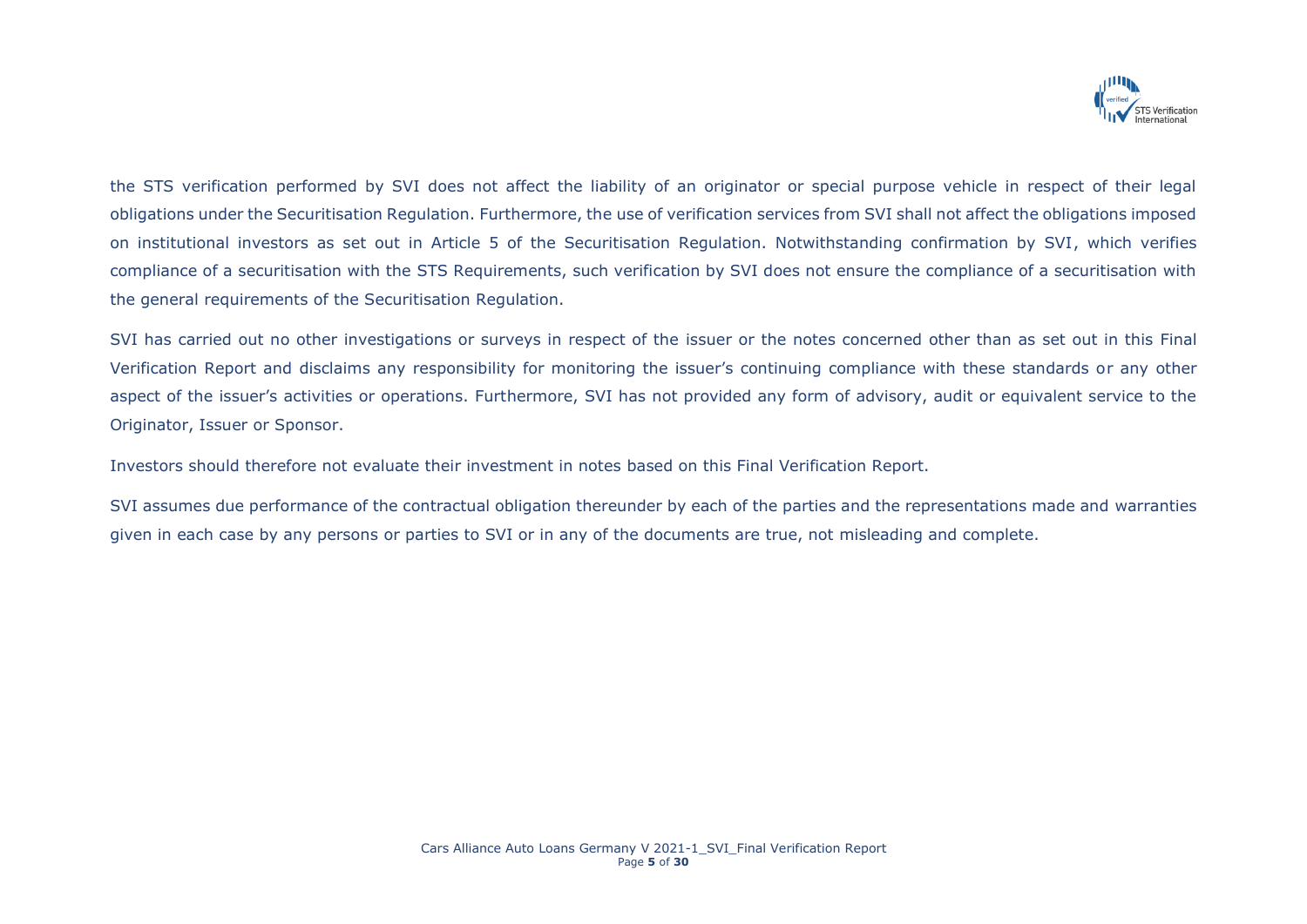the STS verification performed by SVI does not affect the liability of an originator or special purpose vehicle in respect of their legal obligations under the Securitisation Regulation. Furthermore, the use of verification services from SVI shall not affect the obligations imposed on institutional investors as set out in Article 5 of the Securitisation Regulation. Notwithstanding confirmation by SVI, which verifies compliance of a securitisation with the STS Requirements, such verification by SVI does not ensure the compliance of a securitisation with the general requirements of the Securitisation Regulation.

SVI has carried out no other investigations or surveys in respect of the issuer or the notes concerned other than as set out in this Final Verification Report and disclaims any responsibility for monitoring the issuer's continuing compliance with these standards or any other aspect of the issuer's activities or operations. Furthermore, SVI has not provided any form of advisory, audit or equivalent service to the Originator, Issuer or Sponsor.

Investors should therefore not evaluate their investment in notes based on this Final Verification Report.

SVI assumes due performance of the contractual obligation thereunder by each of the parties and the representations made and warranties given in each case by any persons or parties to SVI or in any of the documents are true, not misleading and complete.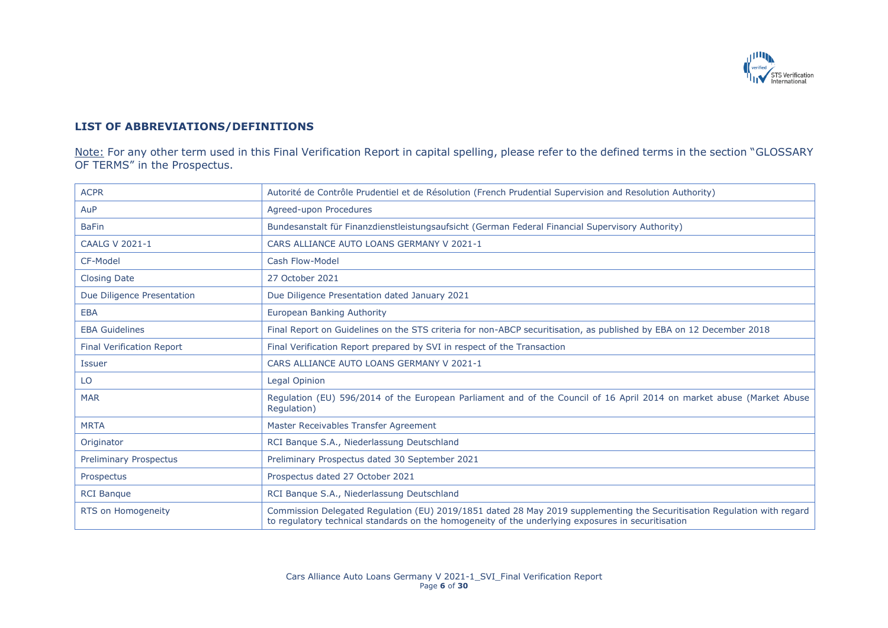## LIST OF ABBREVIATIONS/DEFINITIONS

Note: For any other term used in this Final Verification Report in capital spelling, please refer to the defined terms in the section "GLOSSARY OF TERMS" in the Prospectus.

| | |
|---|---|
| ACPR | Autorité de Contrôle Prudentiel et de Résolution (French Prudential Supervision and Resolution Authority) |
| AuP | Agreed-upon Procedures |
| BaFin | Bundesanstalt für Finanzdienstleistungsaufsicht (German Federal Financial Supervisory Authority) |
| CAALG V 2021-1 | CARS ALLIANCE AUTO LOANS GERMANY V 2021-1 |
| CF-Model | Cash Flow-Model |
| Closing Date | 27 October 2021 |
| Due Diligence Presentation | Due Diligence Presentation dated January 2021 |
| EBA | European Banking Authority |
| EBA Guidelines | Final Report on Guidelines on the STS criteria for non-ABCP securitisation, as published by EBA on 12 December 2018 |
| Final Verification Report | Final Verification Report prepared by SVI in respect of the Transaction |
| Issuer | CARS ALLIANCE AUTO LOANS GERMANY V 2021-1 |
| LO | Legal Opinion |
| MAR | Regulation (EU) 596/2014 of the European Parliament and of the Council of 16 April 2014 on market abuse (Market Abuse Regulation) |
| MRTA | Master Receivables Transfer Agreement |
| Originator | RCI Banque S.A., Niederlassung Deutschland |
| Preliminary Prospectus | Preliminary Prospectus dated 30 September 2021 |
| Prospectus | Prospectus dated 27 October 2021 |
| RCI Banque | RCI Banque S.A., Niederlassung Deutschland |
| RTS on Homogeneity | Commission Delegated Regulation (EU) 2019/1851 dated 28 May 2019 supplementing the Securitisation Regulation with regard to regulatory technical standards on the homogeneity of the underlying exposures in securitisation |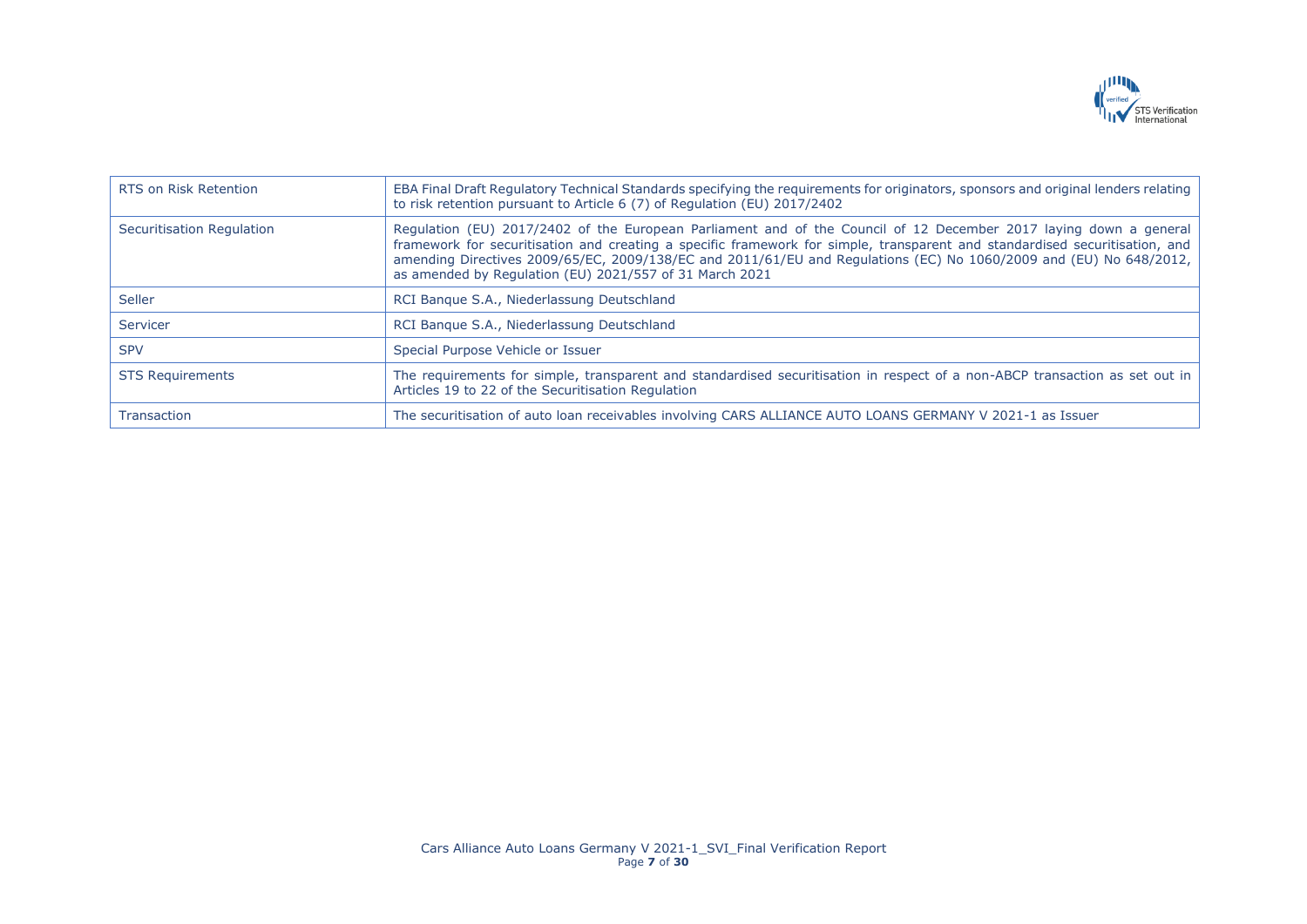| | |
|---|---|
| RTS on Risk Retention | EBA Final Draft Regulatory Technical Standards specifying the requirements for originators, sponsors and original lenders relating to risk retention pursuant to Article 6 (7) of Regulation (EU) 2017/2402 |
| Securitisation Regulation | Regulation (EU) 2017/2402 of the European Parliament and of the Council of 12 December 2017 laying down a general framework for securitisation and creating a specific framework for simple, transparent and standardised securitisation, and amending Directives 2009/65/EC, 2009/138/EC and 2011/61/EU and Regulations (EC) No 1060/2009 and (EU) No 648/2012, as amended by Regulation (EU) 2021/557 of 31 March 2021 |
| Seller | RCI Banque S.A., Niederlassung Deutschland |
| Servicer | RCI Banque S.A., Niederlassung Deutschland |
| SPV | Special Purpose Vehicle or Issuer |
| STS Requirements | The requirements for simple, transparent and standardised securitisation in respect of a non-ABCP transaction as set out in Articles 19 to 22 of the Securitisation Regulation |
| Transaction | The securitisation of auto loan receivables involving CARS ALLIANCE AUTO LOANS GERMANY V 2021-1 as Issuer |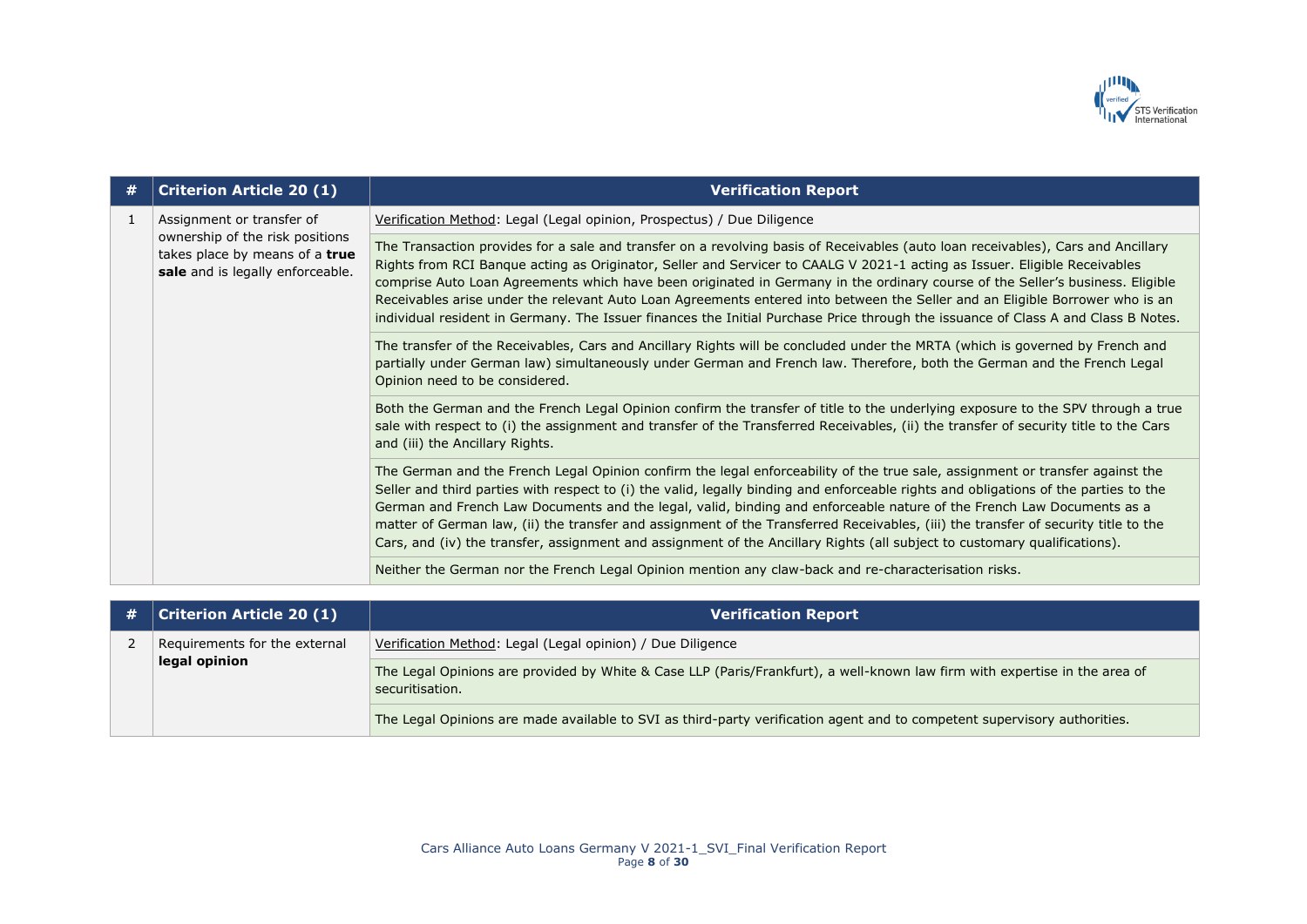| # | Criterion Article 20 (1) | Verification Report |
|---|---|---|
| 1 | Assignment or transfer of ownership of the risk positions takes place by means of a **true sale** and is legally enforceable. | Verification Method: Legal (Legal opinion, Prospectus) / Due Diligence |
| | | The Transaction provides for a sale and transfer on a revolving basis of Receivables (auto loan receivables), Cars and Ancillary Rights from RCI Banque acting as Originator, Seller and Servicer to CAALG V 2021-1 acting as Issuer. Eligible Receivables comprise Auto Loan Agreements which have been originated in Germany in the ordinary course of the Seller's business. Eligible Receivables arise under the relevant Auto Loan Agreements entered into between the Seller and an Eligible Borrower who is an individual resident in Germany. The Issuer finances the Initial Purchase Price through the issuance of Class A and Class B Notes. |
| | | The transfer of the Receivables, Cars and Ancillary Rights will be concluded under the MRTA (which is governed by French and partially under German law) simultaneously under German and French law. Therefore, both the German and the French Legal Opinion need to be considered. |
| | | Both the German and the French Legal Opinion confirm the transfer of title to the underlying exposure to the SPV through a true sale with respect to (i) the assignment and transfer of the Transferred Receivables, (ii) the transfer of security title to the Cars and (iii) the Ancillary Rights. |
| | | The German and the French Legal Opinion confirm the legal enforceability of the true sale, assignment or transfer against the Seller and third parties with respect to (i) the valid, legally binding and enforceable rights and obligations of the parties to the German and French Law Documents and the legal, valid, binding and enforceable nature of the French Law Documents as a matter of German law, (ii) the transfer and assignment of the Transferred Receivables, (iii) the transfer of security title to the Cars, and (iv) the transfer, assignment and assignment of the Ancillary Rights (all subject to customary qualifications). |
| | | Neither the German nor the French Legal Opinion mention any claw-back and re-characterisation risks. |

| # | Criterion Article 20 (1) | Verification Report |
|---|---|---|
| 2 | Requirements for the external **legal opinion** | Verification Method: Legal (Legal opinion) / Due Diligence |
| | | The Legal Opinions are provided by White & Case LLP (Paris/Frankfurt), a well-known law firm with expertise in the area of securitisation. |
| | | The Legal Opinions are made available to SVI as third-party verification agent and to competent supervisory authorities. |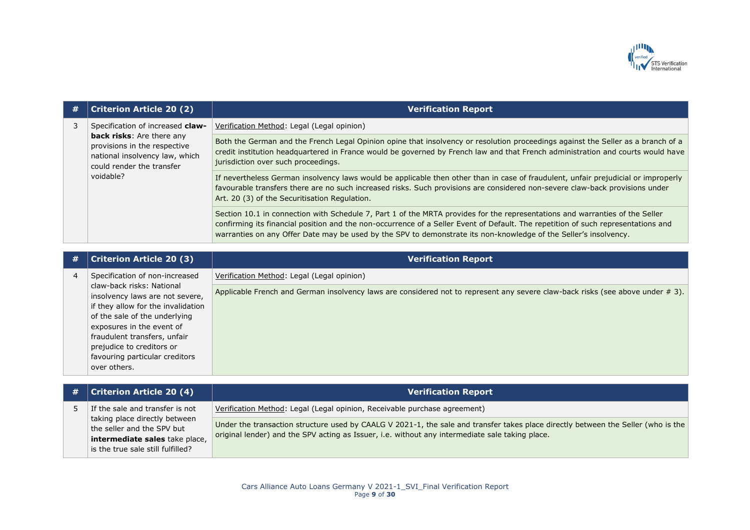| # | Criterion Article 20 (2) | Verification Report |
|---|---|---|
| 3 | Specification of increased **claw-back risks**: Are there any provisions in the respective national insolvency law, which could render the transfer voidable? | Verification Method: Legal (Legal opinion) |
| | | Both the German and the French Legal Opinion opine that insolvency or resolution proceedings against the Seller as a branch of a credit institution headquartered in France would be governed by French law and that French administration and courts would have jurisdiction over such proceedings. |
| | | If nevertheless German insolvency laws would be applicable then other than in case of fraudulent, unfair prejudicial or improperly favourable transfers there are no such increased risks. Such provisions are considered non-severe claw-back provisions under Art. 20 (3) of the Securitisation Regulation. |
| | | Section 10.1 in connection with Schedule 7, Part 1 of the MRTA provides for the representations and warranties of the Seller confirming its financial position and the non-occurrence of a Seller Event of Default. The repetition of such representations and warranties on any Offer Date may be used by the SPV to demonstrate its non-knowledge of the Seller's insolvency. |

| # | Criterion Article 20 (3) | Verification Report |
|---|---|---|
| 4 | Specification of non-increased claw-back risks: National insolvency laws are not severe, if they allow for the invalidation of the sale of the underlying exposures in the event of fraudulent transfers, unfair prejudice to creditors or favouring particular creditors over others. | Verification Method: Legal (Legal opinion) |
| | | Applicable French and German insolvency laws are considered not to represent any severe claw-back risks (see above under # 3). |

| # | Criterion Article 20 (4) | Verification Report |
|---|---|---|
| 5 | If the sale and transfer is not taking place directly between the seller and the SPV but **intermediate sales** take place, is the true sale still fulfilled? | Verification Method: Legal (Legal opinion, Receivable purchase agreement) |
| | | Under the transaction structure used by CAALG V 2021-1, the sale and transfer takes place directly between the Seller (who is the original lender) and the SPV acting as Issuer, i.e. without any intermediate sale taking place. |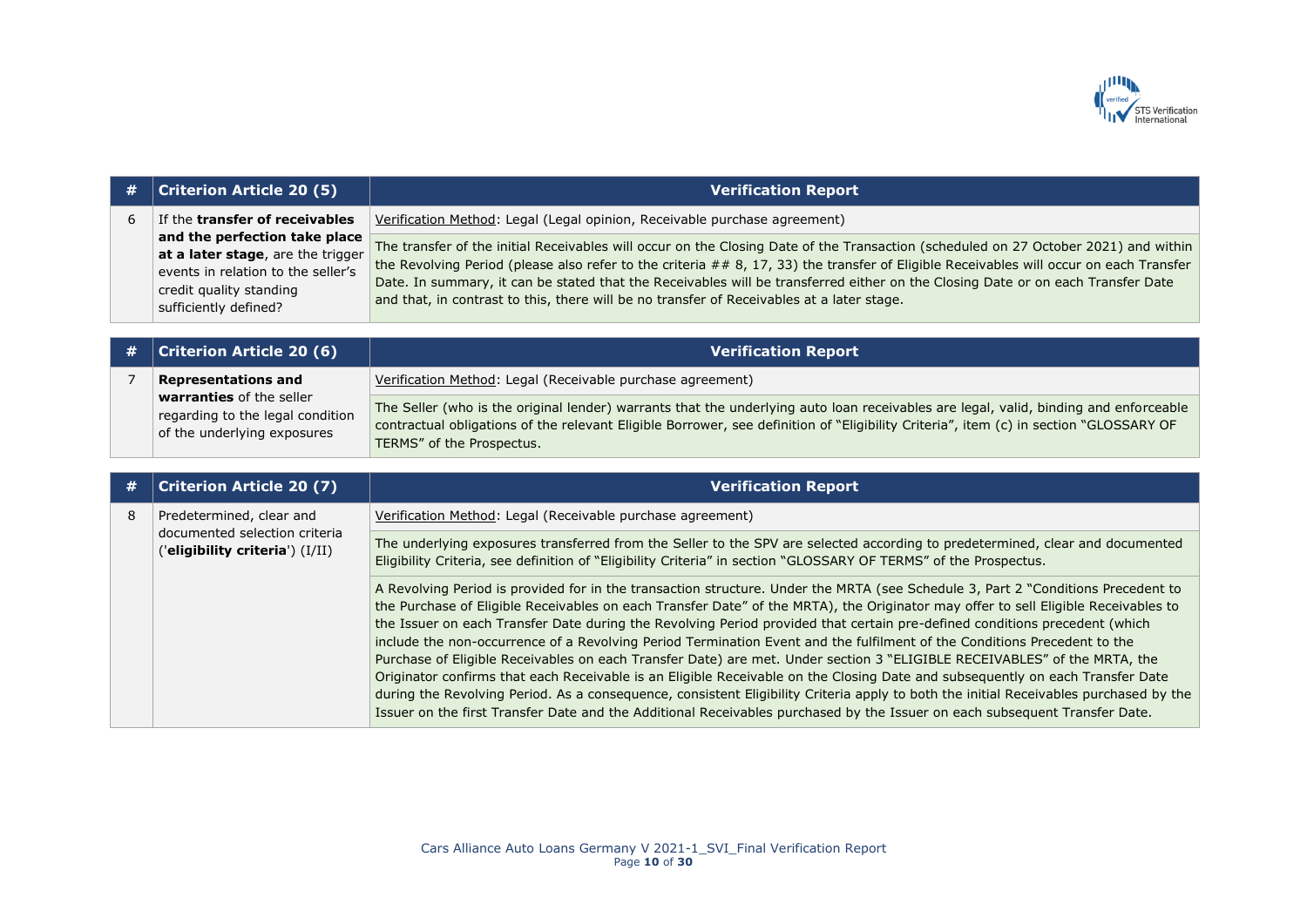| # | Criterion Article 20 (5) | Verification Report |
|---|---|---|
| 6 | If the **transfer of receivables and the perfection take place at a later stage**, are the trigger events in relation to the seller's credit quality standing sufficiently defined? | Verification Method: Legal (Legal opinion, Receivable purchase agreement) |
| | | The transfer of the initial Receivables will occur on the Closing Date of the Transaction (scheduled on 27 October 2021) and within the Revolving Period (please also refer to the criteria ## 8, 17, 33) the transfer of Eligible Receivables will occur on each Transfer Date. In summary, it can be stated that the Receivables will be transferred either on the Closing Date or on each Transfer Date and that, in contrast to this, there will be no transfer of Receivables at a later stage. |

| # | Criterion Article 20 (6) | Verification Report |
|---|---|---|
| 7 | **Representations and warranties** of the seller regarding to the legal condition of the underlying exposures | Verification Method: Legal (Receivable purchase agreement) |
| | | The Seller (who is the original lender) warrants that the underlying auto loan receivables are legal, valid, binding and enforceable contractual obligations of the relevant Eligible Borrower, see definition of "Eligibility Criteria", item (c) in section "GLOSSARY OF TERMS" of the Prospectus. |

| # | Criterion Article 20 (7) | Verification Report |
|---|---|---|
| 8 | Predetermined, clear and documented selection criteria ('**eligibility criteria**') (I/II) | Verification Method: Legal (Receivable purchase agreement) |
| | | The underlying exposures transferred from the Seller to the SPV are selected according to predetermined, clear and documented Eligibility Criteria, see definition of "Eligibility Criteria" in section "GLOSSARY OF TERMS" of the Prospectus. |
| | | A Revolving Period is provided for in the transaction structure. Under the MRTA (see Schedule 3, Part 2 "Conditions Precedent to the Purchase of Eligible Receivables on each Transfer Date" of the MRTA), the Originator may offer to sell Eligible Receivables to the Issuer on each Transfer Date during the Revolving Period provided that certain pre-defined conditions precedent (which include the non-occurrence of a Revolving Period Termination Event and the fulfilment of the Conditions Precedent to the Purchase of Eligible Receivables on each Transfer Date) are met. Under section 3 "ELIGIBLE RECEIVABLES" of the MRTA, the Originator confirms that each Receivable is an Eligible Receivable on the Closing Date and subsequently on each Transfer Date during the Revolving Period. As a consequence, consistent Eligibility Criteria apply to both the initial Receivables purchased by the Issuer on the first Transfer Date and the Additional Receivables purchased by the Issuer on each subsequent Transfer Date. |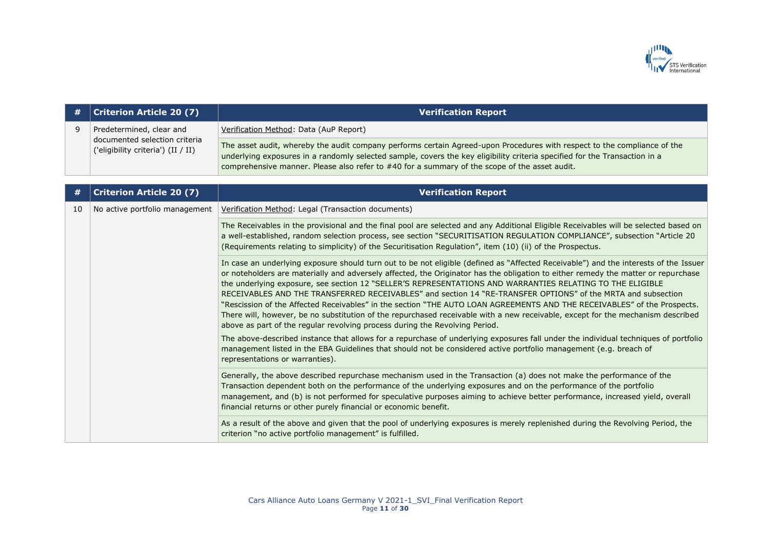| # | Criterion Article 20 (7) | Verification Report |
|---|---|---|
| 9 | Predetermined, clear and documented selection criteria ('eligibility criteria') (II / II) | Verification Method: Data (AuP Report) |
| | | The asset audit, whereby the audit company performs certain Agreed-upon Procedures with respect to the compliance of the underlying exposures in a randomly selected sample, covers the key eligibility criteria specified for the Transaction in a comprehensive manner. Please also refer to #40 for a summary of the scope of the asset audit. |

| # | Criterion Article 20 (7) | Verification Report |
|---|---|---|
| 10 | No active portfolio management | Verification Method: Legal (Transaction documents) |
| | | The Receivables in the provisional and the final pool are selected and any Additional Eligible Receivables will be selected based on a well-established, random selection process, see section "SECURITISATION REGULATION COMPLIANCE", subsection "Article 20 (Requirements relating to simplicity) of the Securitisation Regulation", item (10) (ii) of the Prospectus. |
| | | In case an underlying exposure should turn out to be not eligible (defined as "Affected Receivable") and the interests of the Issuer or noteholders are materially and adversely affected, the Originator has the obligation to either remedy the matter or repurchase the underlying exposure, see section 12 "SELLER'S REPRESENTATIONS AND WARRANTIES RELATING TO THE ELIGIBLE RECEIVABLES AND THE TRANSFERRED RECEIVABLES" and section 14 "RE-TRANSFER OPTIONS" of the MRTA and subsection "Rescission of the Affected Receivables" in the section "THE AUTO LOAN AGREEMENTS AND THE RECEIVABLES" of the Prospects. There will, however, be no substitution of the repurchased receivable with a new receivable, except for the mechanism described above as part of the regular revolving process during the Revolving Period.<br><br>The above-described instance that allows for a repurchase of underlying exposures fall under the individual techniques of portfolio management listed in the EBA Guidelines that should not be considered active portfolio management (e.g. breach of representations or warranties). |
| | | Generally, the above described repurchase mechanism used in the Transaction (a) does not make the performance of the Transaction dependent both on the performance of the underlying exposures and on the performance of the portfolio management, and (b) is not performed for speculative purposes aiming to achieve better performance, increased yield, overall financial returns or other purely financial or economic benefit. |
| | | As a result of the above and given that the pool of underlying exposures is merely replenished during the Revolving Period, the criterion "no active portfolio management" is fulfilled. |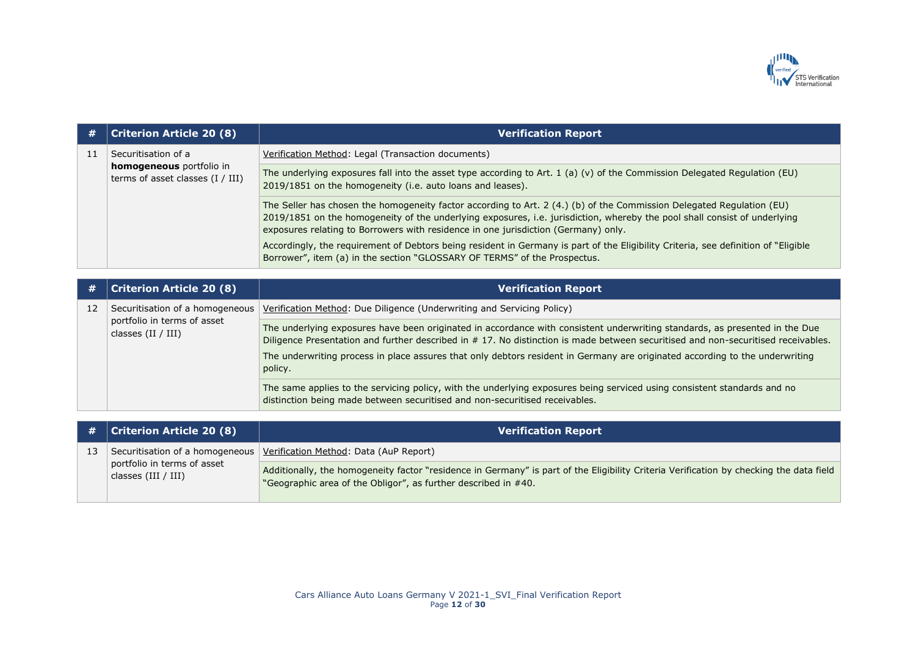| # | Criterion Article 20 (8) | Verification Report |
|---|---|---|
| 11 | Securitisation of a **homogeneous** portfolio in terms of asset classes (I / III) | Verification Method: Legal (Transaction documents) |
| | | The underlying exposures fall into the asset type according to Art. 1 (a) (v) of the Commission Delegated Regulation (EU) 2019/1851 on the homogeneity (i.e. auto loans and leases). |
| | | The Seller has chosen the homogeneity factor according to Art. 2 (4.) (b) of the Commission Delegated Regulation (EU) 2019/1851 on the homogeneity of the underlying exposures, i.e. jurisdiction, whereby the pool shall consist of underlying exposures relating to Borrowers with residence in one jurisdiction (Germany) only.<br><br>Accordingly, the requirement of Debtors being resident in Germany is part of the Eligibility Criteria, see definition of "Eligible Borrower", item (a) in the section "GLOSSARY OF TERMS" of the Prospectus. |

| # | Criterion Article 20 (8) | Verification Report |
|---|---|---|
| 12 | Securitisation of a homogeneous portfolio in terms of asset classes (II / III) | Verification Method: Due Diligence (Underwriting and Servicing Policy) |
| | | The underlying exposures have been originated in accordance with consistent underwriting standards, as presented in the Due Diligence Presentation and further described in # 17. No distinction is made between securitised and non-securitised receivables.<br><br>The underwriting process in place assures that only debtors resident in Germany are originated according to the underwriting policy. |
| | | The same applies to the servicing policy, with the underlying exposures being serviced using consistent standards and no distinction being made between securitised and non-securitised receivables. |

| # | Criterion Article 20 (8) | Verification Report |
|---|---|---|
| 13 | Securitisation of a homogeneous portfolio in terms of asset classes (III / III) | Verification Method: Data (AuP Report) |
| | | Additionally, the homogeneity factor "residence in Germany" is part of the Eligibility Criteria Verification by checking the data field "Geographic area of the Obligor", as further described in #40. |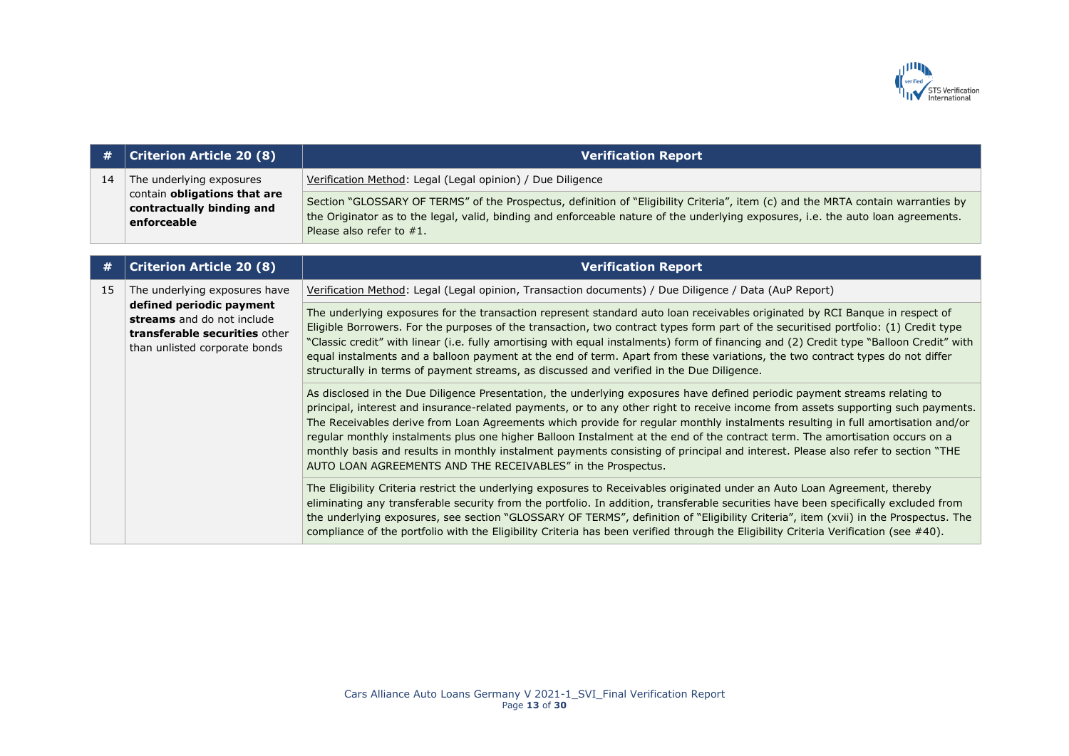| # | Criterion Article 20 (8) | Verification Report |
|---|---|---|
| 14 | The underlying exposures contain **obligations that are contractually binding and enforceable** | Verification Method: Legal (Legal opinion) / Due Diligence |
| | | Section "GLOSSARY OF TERMS" of the Prospectus, definition of "Eligibility Criteria", item (c) and the MRTA contain warranties by the Originator as to the legal, valid, binding and enforceable nature of the underlying exposures, i.e. the auto loan agreements. Please also refer to #1. |

| # | Criterion Article 20 (8) | Verification Report |
|---|---|---|
| 15 | The underlying exposures have **defined periodic payment streams** and do not include **transferable securities** other than unlisted corporate bonds | Verification Method: Legal (Legal opinion, Transaction documents) / Due Diligence / Data (AuP Report) |
| | | The underlying exposures for the transaction represent standard auto loan receivables originated by RCI Banque in respect of Eligible Borrowers. For the purposes of the transaction, two contract types form part of the securitised portfolio: (1) Credit type "Classic credit" with linear (i.e. fully amortising with equal instalments) form of financing and (2) Credit type "Balloon Credit" with equal instalments and a balloon payment at the end of term. Apart from these variations, the two contract types do not differ structurally in terms of payment streams, as discussed and verified in the Due Diligence. |
| | | As disclosed in the Due Diligence Presentation, the underlying exposures have defined periodic payment streams relating to principal, interest and insurance-related payments, or to any other right to receive income from assets supporting such payments. The Receivables derive from Loan Agreements which provide for regular monthly instalments resulting in full amortisation and/or regular monthly instalments plus one higher Balloon Instalment at the end of the contract term. The amortisation occurs on a monthly basis and results in monthly instalment payments consisting of principal and interest. Please also refer to section "THE AUTO LOAN AGREEMENTS AND THE RECEIVABLES" in the Prospectus. |
| | | The Eligibility Criteria restrict the underlying exposures to Receivables originated under an Auto Loan Agreement, thereby eliminating any transferable security from the portfolio. In addition, transferable securities have been specifically excluded from the underlying exposures, see section "GLOSSARY OF TERMS", definition of "Eligibility Criteria", item (xvii) in the Prospectus. The compliance of the portfolio with the Eligibility Criteria has been verified through the Eligibility Criteria Verification (see #40). |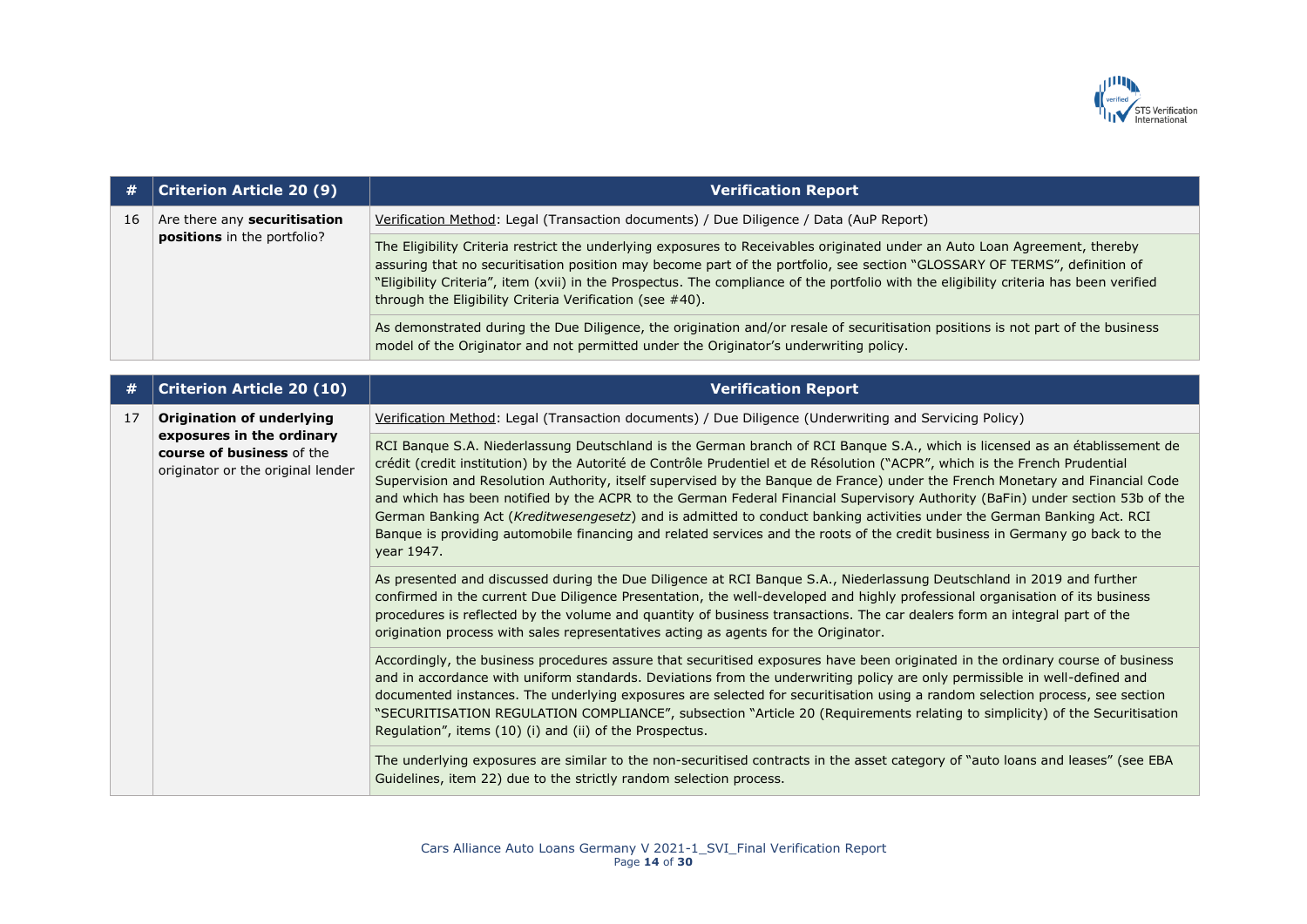| # | Criterion Article 20 (9) | Verification Report |
|---|---|---|
| 16 | Are there any **securitisation positions** in the portfolio? | Verification Method: Legal (Transaction documents) / Due Diligence / Data (AuP Report) |
| | | The Eligibility Criteria restrict the underlying exposures to Receivables originated under an Auto Loan Agreement, thereby assuring that no securitisation position may become part of the portfolio, see section "GLOSSARY OF TERMS", definition of "Eligibility Criteria", item (xvii) in the Prospectus. The compliance of the portfolio with the eligibility criteria has been verified through the Eligibility Criteria Verification (see #40). |
| | | As demonstrated during the Due Diligence, the origination and/or resale of securitisation positions is not part of the business model of the Originator and not permitted under the Originator's underwriting policy. |

| # | Criterion Article 20 (10) | Verification Report |
|---|---|---|
| 17 | **Origination of underlying exposures in the ordinary course of business** of the originator or the original lender | Verification Method: Legal (Transaction documents) / Due Diligence (Underwriting and Servicing Policy) |
| | | RCI Banque S.A. Niederlassung Deutschland is the German branch of RCI Banque S.A., which is licensed as an établissement de crédit (credit institution) by the Autorité de Contrôle Prudentiel et de Résolution ("ACPR", which is the French Prudential Supervision and Resolution Authority, itself supervised by the Banque de France) under the French Monetary and Financial Code and which has been notified by the ACPR to the German Federal Financial Supervisory Authority (BaFin) under section 53b of the German Banking Act (*Kreditwesengesetz*) and is admitted to conduct banking activities under the German Banking Act. RCI Banque is providing automobile financing and related services and the roots of the credit business in Germany go back to the year 1947. |
| | | As presented and discussed during the Due Diligence at RCI Banque S.A., Niederlassung Deutschland in 2019 and further confirmed in the current Due Diligence Presentation, the well-developed and highly professional organisation of its business procedures is reflected by the volume and quantity of business transactions. The car dealers form an integral part of the origination process with sales representatives acting as agents for the Originator. |
| | | Accordingly, the business procedures assure that securitised exposures have been originated in the ordinary course of business and in accordance with uniform standards. Deviations from the underwriting policy are only permissible in well-defined and documented instances. The underlying exposures are selected for securitisation using a random selection process, see section "SECURITISATION REGULATION COMPLIANCE", subsection "Article 20 (Requirements relating to simplicity) of the Securitisation Regulation", items (10) (i) and (ii) of the Prospectus. |
| | | The underlying exposures are similar to the non-securitised contracts in the asset category of "auto loans and leases" (see EBA Guidelines, item 22) due to the strictly random selection process. |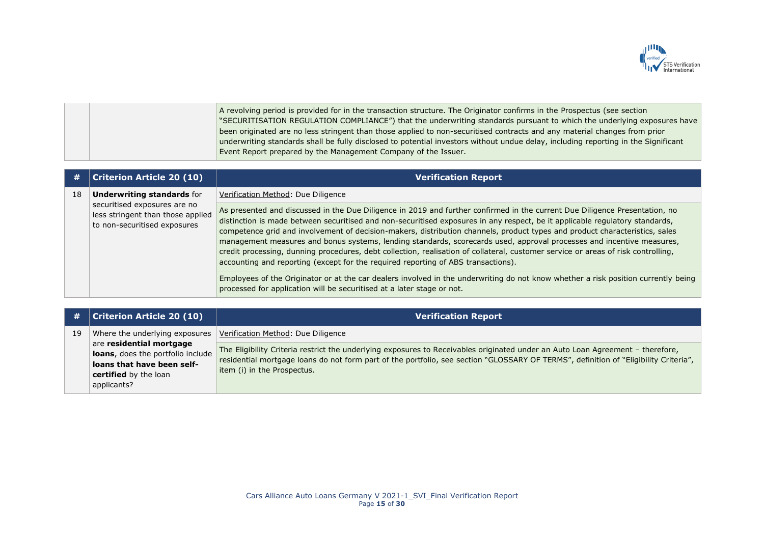| | | |
|---|---|---|
| | | A revolving period is provided for in the transaction structure. The Originator confirms in the Prospectus (see section "SECURITISATION REGULATION COMPLIANCE") that the underwriting standards pursuant to which the underlying exposures have been originated are no less stringent than those applied to non-securitised contracts and any material changes from prior underwriting standards shall be fully disclosed to potential investors without undue delay, including reporting in the Significant Event Report prepared by the Management Company of the Issuer. |

| # | Criterion Article 20 (10) | Verification Report |
|---|---|---|
| 18 | **Underwriting standards** for securitised exposures are no less stringent than those applied to non-securitised exposures | Verification Method: Due Diligence |
| | | As presented and discussed in the Due Diligence in 2019 and further confirmed in the current Due Diligence Presentation, no distinction is made between securitised and non-securitised exposures in any respect, be it applicable regulatory standards, competence grid and involvement of decision-makers, distribution channels, product types and product characteristics, sales management measures and bonus systems, lending standards, scorecards used, approval processes and incentive measures, credit processing, dunning procedures, debt collection, realisation of collateral, customer service or areas of risk controlling, accounting and reporting (except for the required reporting of ABS transactions). |
| | | Employees of the Originator or at the car dealers involved in the underwriting do not know whether a risk position currently being processed for application will be securitised at a later stage or not. |

| # | Criterion Article 20 (10) | Verification Report |
|---|---|---|
| 19 | Where the underlying exposures are **residential mortgage loans**, does the portfolio include **loans that have been self-certified** by the loan applicants? | Verification Method: Due Diligence |
| | | The Eligibility Criteria restrict the underlying exposures to Receivables originated under an Auto Loan Agreement – therefore, residential mortgage loans do not form part of the portfolio, see section "GLOSSARY OF TERMS", definition of "Eligibility Criteria", item (i) in the Prospectus. |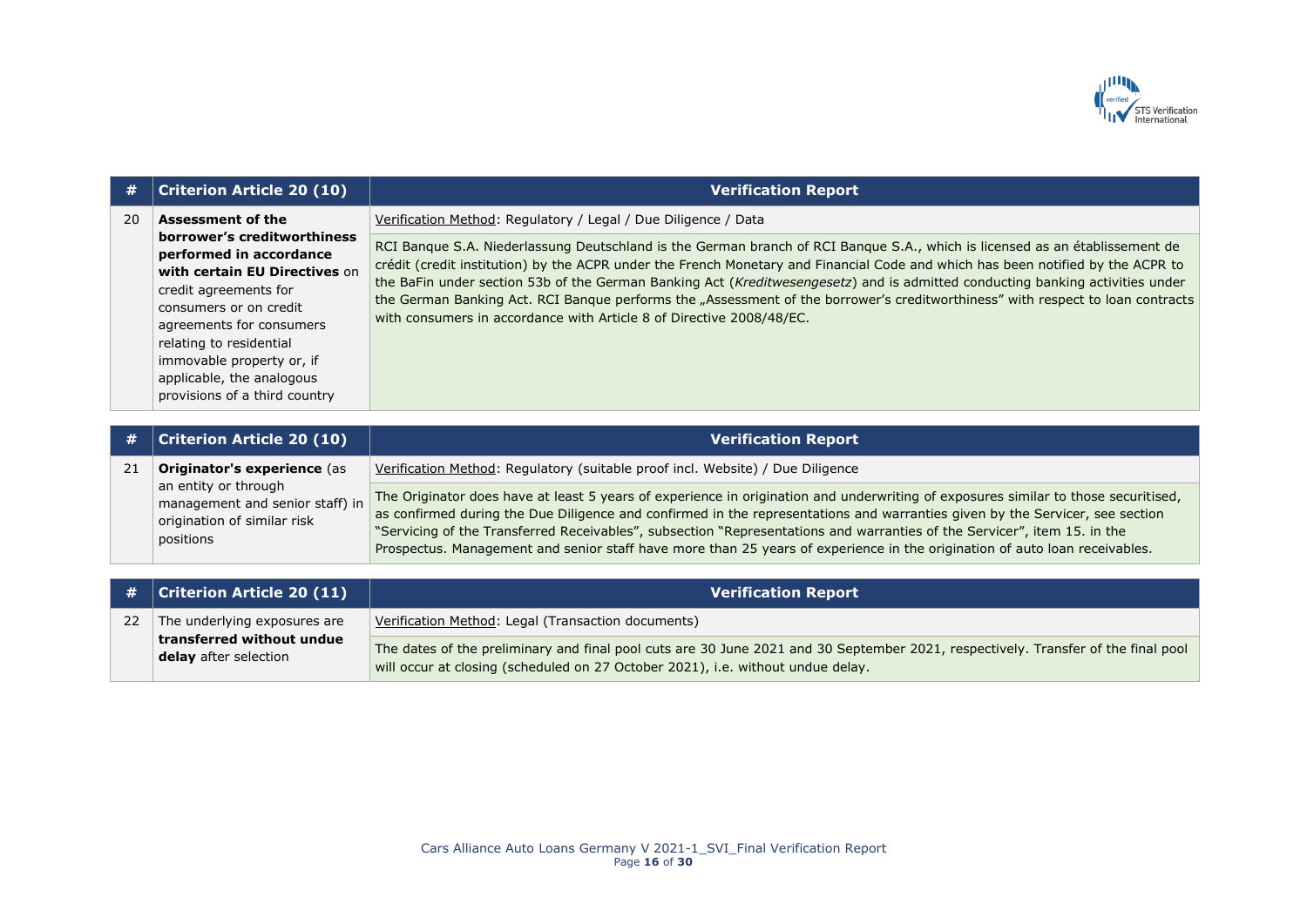| # | Criterion Article 20 (10) | Verification Report |
|---|---|---|
| 20 | **Assessment of the borrower's creditworthiness performed in accordance with certain EU Directives** on credit agreements for consumers or on credit agreements for consumers relating to residential immovable property or, if applicable, the analogous provisions of a third country | Verification Method: Regulatory / Legal / Due Diligence / Data<br><br>RCI Banque S.A. Niederlassung Deutschland is the German branch of RCI Banque S.A., which is licensed as an établissement de crédit (credit institution) by the ACPR under the French Monetary and Financial Code and which has been notified by the ACPR to the BaFin under section 53b of the German Banking Act (*Kreditwesengesetz*) and is admitted conducting banking activities under the German Banking Act. RCI Banque performs the „Assessment of the borrower's creditworthiness" with respect to loan contracts with consumers in accordance with Article 8 of Directive 2008/48/EC. |

| # | Criterion Article 20 (10) | Verification Report |
|---|---|---|
| 21 | **Originator's experience** (as an entity or through management and senior staff) in origination of similar risk positions | Verification Method: Regulatory (suitable proof incl. Website) / Due Diligence<br><br>The Originator does have at least 5 years of experience in origination and underwriting of exposures similar to those securitised, as confirmed during the Due Diligence and confirmed in the representations and warranties given by the Servicer, see section "Servicing of the Transferred Receivables", subsection "Representations and warranties of the Servicer", item 15. in the Prospectus. Management and senior staff have more than 25 years of experience in the origination of auto loan receivables. |

| # | Criterion Article 20 (11) | Verification Report |
|---|---|---|
| 22 | The underlying exposures are **transferred without undue delay** after selection | Verification Method: Legal (Transaction documents)<br><br>The dates of the preliminary and final pool cuts are 30 June 2021 and 30 September 2021, respectively. Transfer of the final pool will occur at closing (scheduled on 27 October 2021), i.e. without undue delay. |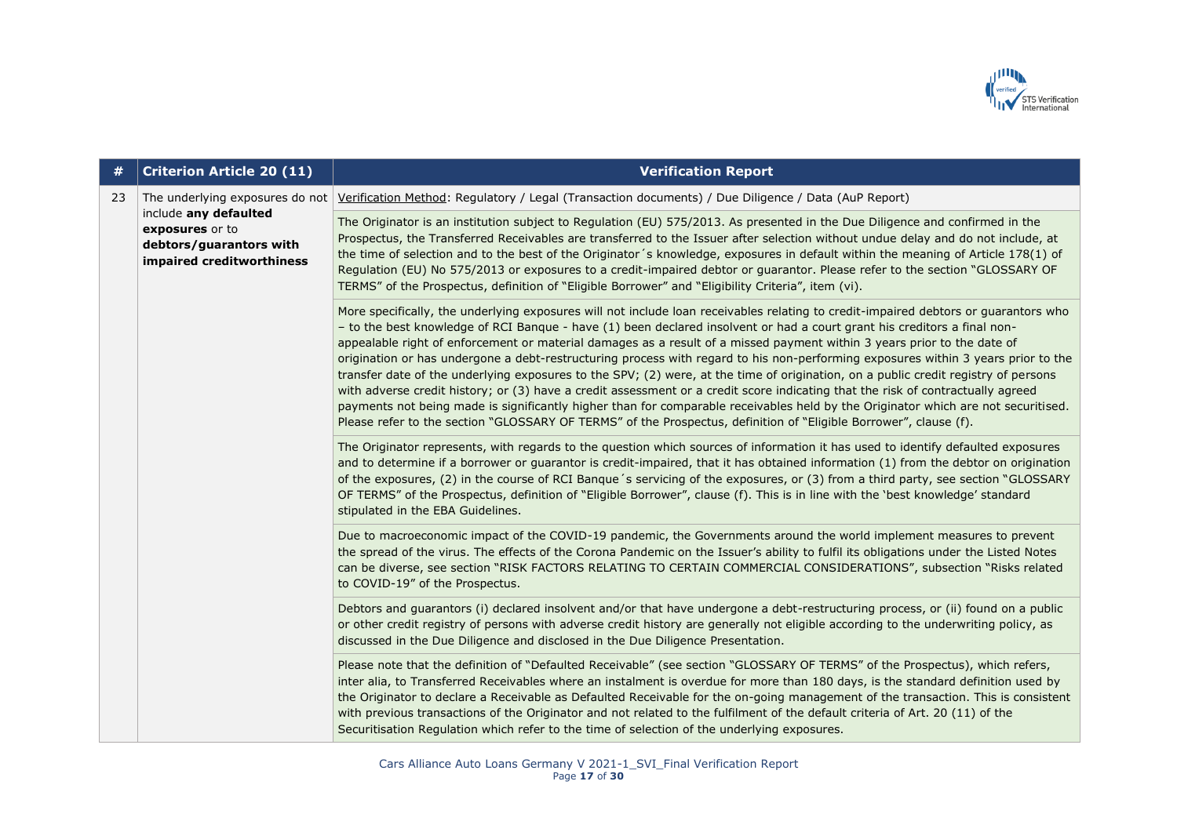| # | Criterion Article 20 (11) | Verification Report |
|---|---|---|
| 23 | The underlying exposures do not include **any defaulted exposures** or to **debtors/guarantors with impaired creditworthiness** | Verification Method: Regulatory / Legal (Transaction documents) / Due Diligence / Data (AuP Report) |
| | | The Originator is an institution subject to Regulation (EU) 575/2013. As presented in the Due Diligence and confirmed in the Prospectus, the Transferred Receivables are transferred to the Issuer after selection without undue delay and do not include, at the time of selection and to the best of the Originator´s knowledge, exposures in default within the meaning of Article 178(1) of Regulation (EU) No 575/2013 or exposures to a credit-impaired debtor or guarantor. Please refer to the section "GLOSSARY OF TERMS" of the Prospectus, definition of "Eligible Borrower" and "Eligibility Criteria", item (vi). |
| | | More specifically, the underlying exposures will not include loan receivables relating to credit-impaired debtors or guarantors who – to the best knowledge of RCI Banque - have (1) been declared insolvent or had a court grant his creditors a final non-appealable right of enforcement or material damages as a result of a missed payment within 3 years prior to the date of origination or has undergone a debt-restructuring process with regard to his non-performing exposures within 3 years prior to the transfer date of the underlying exposures to the SPV; (2) were, at the time of origination, on a public credit registry of persons with adverse credit history; or (3) have a credit assessment or a credit score indicating that the risk of contractually agreed payments not being made is significantly higher than for comparable receivables held by the Originator which are not securitised. Please refer to the section "GLOSSARY OF TERMS" of the Prospectus, definition of "Eligible Borrower", clause (f). |
| | | The Originator represents, with regards to the question which sources of information it has used to identify defaulted exposures and to determine if a borrower or guarantor is credit-impaired, that it has obtained information (1) from the debtor on origination of the exposures, (2) in the course of RCI Banque´s servicing of the exposures, or (3) from a third party, see section "GLOSSARY OF TERMS" of the Prospectus, definition of "Eligible Borrower", clause (f). This is in line with the 'best knowledge' standard stipulated in the EBA Guidelines. |
| | | Due to macroeconomic impact of the COVID-19 pandemic, the Governments around the world implement measures to prevent the spread of the virus. The effects of the Corona Pandemic on the Issuer's ability to fulfil its obligations under the Listed Notes can be diverse, see section "RISK FACTORS RELATING TO CERTAIN COMMERCIAL CONSIDERATIONS", subsection "Risks related to COVID-19" of the Prospectus. |
| | | Debtors and guarantors (i) declared insolvent and/or that have undergone a debt-restructuring process, or (ii) found on a public or other credit registry of persons with adverse credit history are generally not eligible according to the underwriting policy, as discussed in the Due Diligence and disclosed in the Due Diligence Presentation. |
| | | Please note that the definition of "Defaulted Receivable" (see section "GLOSSARY OF TERMS" of the Prospectus), which refers, inter alia, to Transferred Receivables where an instalment is overdue for more than 180 days, is the standard definition used by the Originator to declare a Receivable as Defaulted Receivable for the on-going management of the transaction. This is consistent with previous transactions of the Originator and not related to the fulfilment of the default criteria of Art. 20 (11) of the Securitisation Regulation which refer to the time of selection of the underlying exposures. |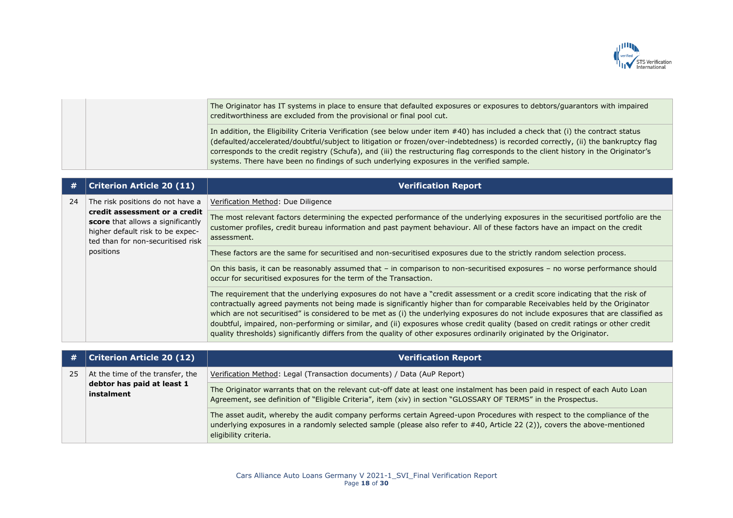| | | |
|---|---|---|
| | | The Originator has IT systems in place to ensure that defaulted exposures or exposures to debtors/guarantors with impaired creditworthiness are excluded from the provisional or final pool cut. |
| | | In addition, the Eligibility Criteria Verification (see below under item #40) has included a check that (i) the contract status (defaulted/accelerated/doubtful/subject to litigation or frozen/over-indebtedness) is recorded correctly, (ii) the bankruptcy flag corresponds to the credit registry (Schufa), and (iii) the restructuring flag corresponds to the client history in the Originator's systems. There have been no findings of such underlying exposures in the verified sample. |

| # | Criterion Article 20 (11) | Verification Report |
|---|---|---|
| 24 | The risk positions do not have a **credit assessment or a credit score** that allows a significantly higher default risk to be expected than for non-securitised risk positions | Verification Method: Due Diligence |
| | | The most relevant factors determining the expected performance of the underlying exposures in the securitised portfolio are the customer profiles, credit bureau information and past payment behaviour. All of these factors have an impact on the credit assessment. |
| | | These factors are the same for securitised and non-securitised exposures due to the strictly random selection process. |
| | | On this basis, it can be reasonably assumed that – in comparison to non-securitised exposures – no worse performance should occur for securitised exposures for the term of the Transaction. |
| | | The requirement that the underlying exposures do not have a "credit assessment or a credit score indicating that the risk of contractually agreed payments not being made is significantly higher than for comparable Receivables held by the Originator which are not securitised" is considered to be met as (i) the underlying exposures do not include exposures that are classified as doubtful, impaired, non-performing or similar, and (ii) exposures whose credit quality (based on credit ratings or other credit quality thresholds) significantly differs from the quality of other exposures ordinarily originated by the Originator. |

| # | Criterion Article 20 (12) | Verification Report |
|---|---|---|
| 25 | At the time of the transfer, the **debtor has paid at least 1 instalment** | Verification Method: Legal (Transaction documents) / Data (AuP Report) |
| | | The Originator warrants that on the relevant cut-off date at least one instalment has been paid in respect of each Auto Loan Agreement, see definition of "Eligible Criteria", item (xiv) in section "GLOSSARY OF TERMS" in the Prospectus. |
| | | The asset audit, whereby the audit company performs certain Agreed-upon Procedures with respect to the compliance of the underlying exposures in a randomly selected sample (please also refer to #40, Article 22 (2)), covers the above-mentioned eligibility criteria. |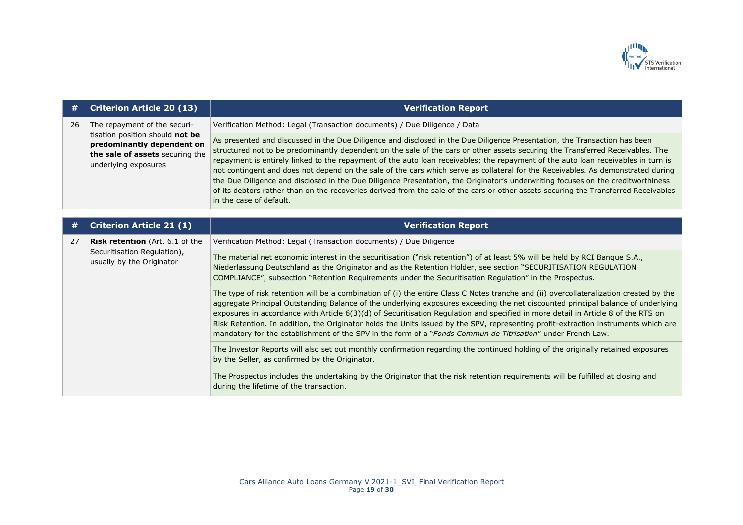| # | Criterion Article 20 (13) | Verification Report |
|---|---|---|
| 26 | The repayment of the securi-tisation position should **not be predominantly dependent on the sale of assets** securing the underlying exposures | Verification Method: Legal (Transaction documents) / Due Diligence / Data |
| | | As presented and discussed in the Due Diligence and disclosed in the Due Diligence Presentation, the Transaction has been structured not to be predominantly dependent on the sale of the cars or other assets securing the Transferred Receivables. The repayment is entirely linked to the repayment of the auto loan receivables; the repayment of the auto loan receivables in turn is not contingent and does not depend on the sale of the cars which serve as collateral for the Receivables. As demonstrated during the Due Diligence and disclosed in the Due Diligence Presentation, the Originator's underwriting focuses on the creditworthiness of its debtors rather than on the recoveries derived from the sale of the cars or other assets securing the Transferred Receivables in the case of default. |

| # | Criterion Article 21 (1) | Verification Report |
|---|---|---|
| 27 | **Risk retention** (Art. 6.1 of the Securitisation Regulation), usually by the Originator | Verification Method: Legal (Transaction documents) / Due Diligence |
| | | The material net economic interest in the securitisation ("risk retention") of at least 5% will be held by RCI Banque S.A., Niederlassung Deutschland as the Originator and as the Retention Holder, see section "SECURITISATION REGULATION COMPLIANCE", subsection "Retention Requirements under the Securitisation Regulation" in the Prospectus. |
| | | The type of risk retention will be a combination of (i) the entire Class C Notes tranche and (ii) overcollateralization created by the aggregate Principal Outstanding Balance of the underlying exposures exceeding the net discounted principal balance of underlying exposures in accordance with Article 6(3)(d) of Securitisation Regulation and specified in more detail in Article 8 of the RTS on Risk Retention. In addition, the Originator holds the Units issued by the SPV, representing profit-extraction instruments which are mandatory for the establishment of the SPV in the form of a "*Fonds Commun de Titrisation*" under French Law. |
| | | The Investor Reports will also set out monthly confirmation regarding the continued holding of the originally retained exposures by the Seller, as confirmed by the Originator. |
| | | The Prospectus includes the undertaking by the Originator that the risk retention requirements will be fulfilled at closing and during the lifetime of the transaction. |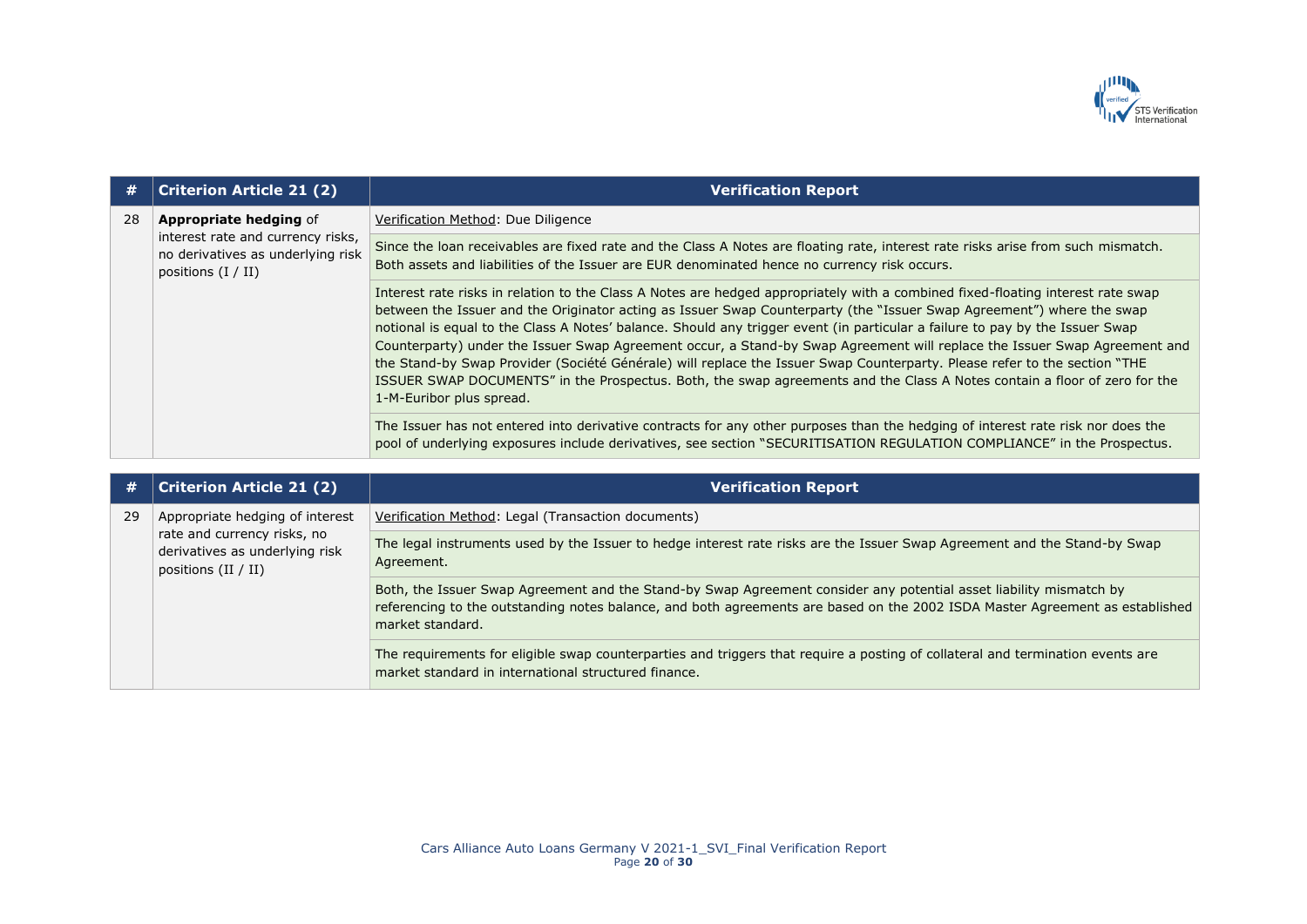| # | Criterion Article 21 (2) | Verification Report |
|---|---|---|
| 28 | **Appropriate hedging** of interest rate and currency risks, no derivatives as underlying risk positions (I / II) | Verification Method: Due Diligence |
| | | Since the loan receivables are fixed rate and the Class A Notes are floating rate, interest rate risks arise from such mismatch. Both assets and liabilities of the Issuer are EUR denominated hence no currency risk occurs. |
| | | Interest rate risks in relation to the Class A Notes are hedged appropriately with a combined fixed-floating interest rate swap between the Issuer and the Originator acting as Issuer Swap Counterparty (the "Issuer Swap Agreement") where the swap notional is equal to the Class A Notes' balance. Should any trigger event (in particular a failure to pay by the Issuer Swap Counterparty) under the Issuer Swap Agreement occur, a Stand-by Swap Agreement will replace the Issuer Swap Agreement and the Stand-by Swap Provider (Société Générale) will replace the Issuer Swap Counterparty. Please refer to the section "THE ISSUER SWAP DOCUMENTS" in the Prospectus. Both, the swap agreements and the Class A Notes contain a floor of zero for the 1-M-Euribor plus spread. |
| | | The Issuer has not entered into derivative contracts for any other purposes than the hedging of interest rate risk nor does the pool of underlying exposures include derivatives, see section "SECURITISATION REGULATION COMPLIANCE" in the Prospectus. |

| # | Criterion Article 21 (2) | Verification Report |
|---|---|---|
| 29 | Appropriate hedging of interest rate and currency risks, no derivatives as underlying risk positions (II / II) | Verification Method: Legal (Transaction documents) |
| | | The legal instruments used by the Issuer to hedge interest rate risks are the Issuer Swap Agreement and the Stand-by Swap Agreement. |
| | | Both, the Issuer Swap Agreement and the Stand-by Swap Agreement consider any potential asset liability mismatch by referencing to the outstanding notes balance, and both agreements are based on the 2002 ISDA Master Agreement as established market standard. |
| | | The requirements for eligible swap counterparties and triggers that require a posting of collateral and termination events are market standard in international structured finance. |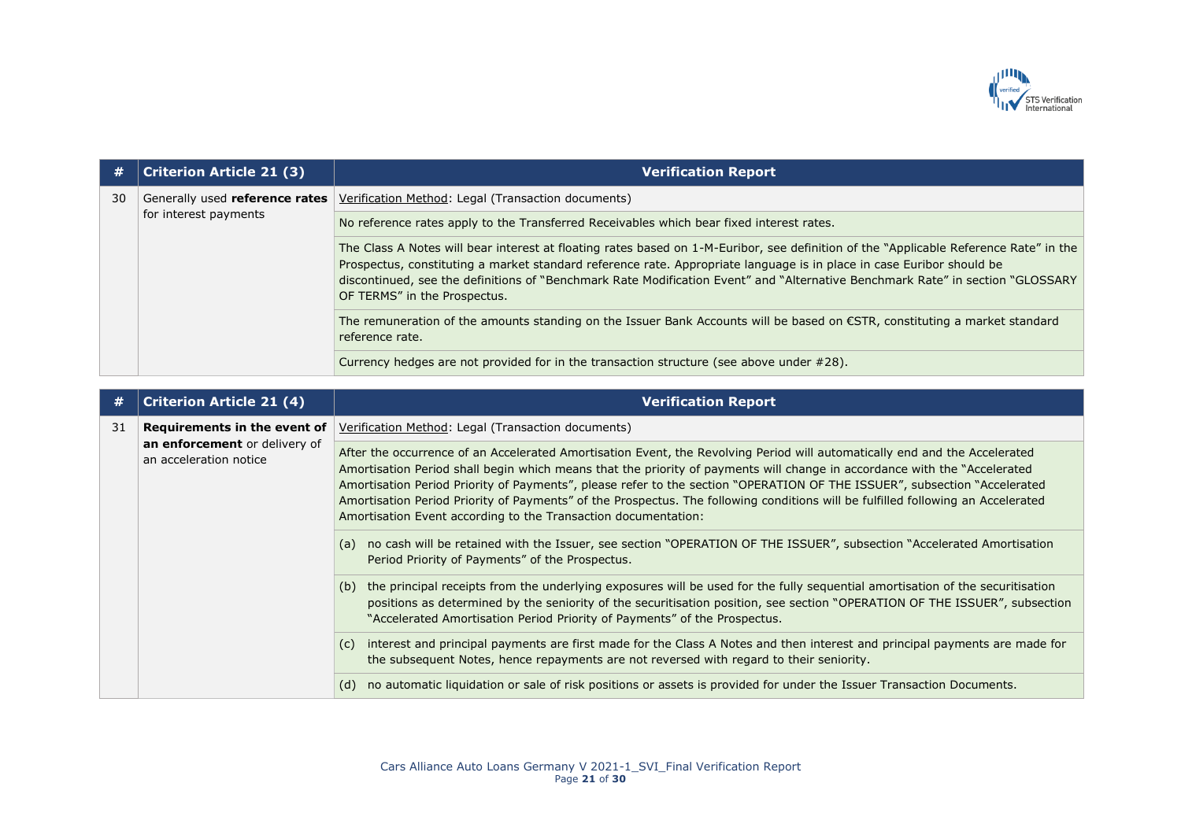| # | Criterion Article 21 (3) | Verification Report |
|---|---|---|
| 30 | Generally used **reference rates** for interest payments | Verification Method: Legal (Transaction documents) |
| | | No reference rates apply to the Transferred Receivables which bear fixed interest rates. |
| | | The Class A Notes will bear interest at floating rates based on 1-M-Euribor, see definition of the "Applicable Reference Rate" in the Prospectus, constituting a market standard reference rate. Appropriate language is in place in case Euribor should be discontinued, see the definitions of "Benchmark Rate Modification Event" and "Alternative Benchmark Rate" in section "GLOSSARY OF TERMS" in the Prospectus. |
| | | The remuneration of the amounts standing on the Issuer Bank Accounts will be based on €STR, constituting a market standard reference rate. |
| | | Currency hedges are not provided for in the transaction structure (see above under #28). |

| # | Criterion Article 21 (4) | Verification Report |
|---|---|---|
| 31 | **Requirements in the event of an enforcement** or delivery of an acceleration notice | Verification Method: Legal (Transaction documents) |
| | | After the occurrence of an Accelerated Amortisation Event, the Revolving Period will automatically end and the Accelerated Amortisation Period shall begin which means that the priority of payments will change in accordance with the "Accelerated Amortisation Period Priority of Payments", please refer to the section "OPERATION OF THE ISSUER", subsection "Accelerated Amortisation Period Priority of Payments" of the Prospectus. The following conditions will be fulfilled following an Accelerated Amortisation Event according to the Transaction documentation: |
| | | (a) no cash will be retained with the Issuer, see section "OPERATION OF THE ISSUER", subsection "Accelerated Amortisation Period Priority of Payments" of the Prospectus. |
| | | (b) the principal receipts from the underlying exposures will be used for the fully sequential amortisation of the securitisation positions as determined by the seniority of the securitisation position, see section "OPERATION OF THE ISSUER", subsection "Accelerated Amortisation Period Priority of Payments" of the Prospectus. |
| | | (c) interest and principal payments are first made for the Class A Notes and then interest and principal payments are made for the subsequent Notes, hence repayments are not reversed with regard to their seniority. |
| | | (d) no automatic liquidation or sale of risk positions or assets is provided for under the Issuer Transaction Documents. |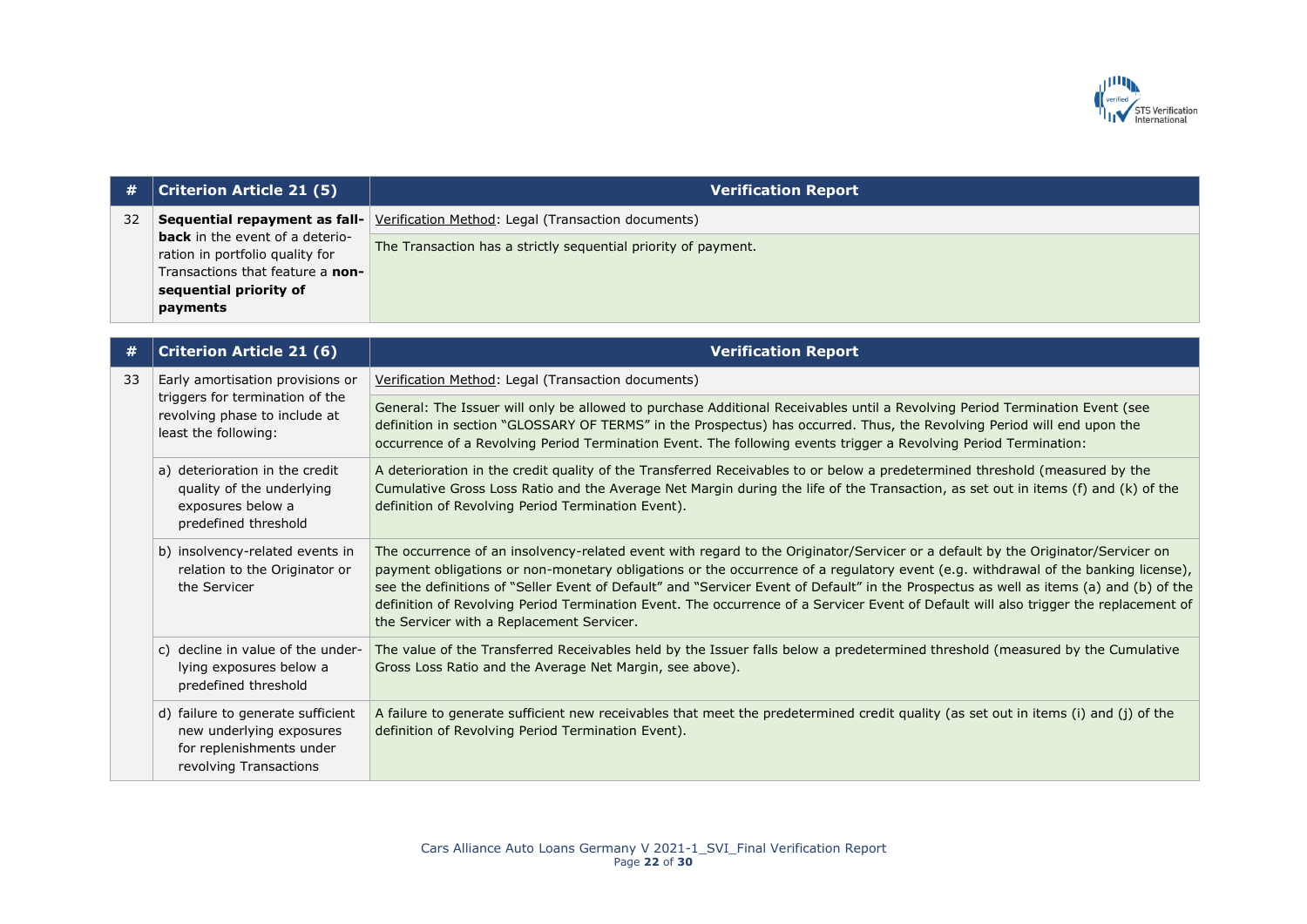| # | Criterion Article 21 (5) | Verification Report |
|---|---|---|
| 32 | **Sequential repayment as fall-back** in the event of a deterioration in portfolio quality for Transactions that feature a **non-sequential priority of payments** | Verification Method: Legal (Transaction documents) |
| | | The Transaction has a strictly sequential priority of payment. |

| # | Criterion Article 21 (6) | Verification Report |
|---|---|---|
| 33 | Early amortisation provisions or triggers for termination of the revolving phase to include at least the following: | Verification Method: Legal (Transaction documents) |
| | | General: The Issuer will only be allowed to purchase Additional Receivables until a Revolving Period Termination Event (see definition in section "GLOSSARY OF TERMS" in the Prospectus) has occurred. Thus, the Revolving Period will end upon the occurrence of a Revolving Period Termination Event. The following events trigger a Revolving Period Termination: |
| | a) deterioration in the credit quality of the underlying exposures below a predefined threshold | A deterioration in the credit quality of the Transferred Receivables to or below a predetermined threshold (measured by the Cumulative Gross Loss Ratio and the Average Net Margin during the life of the Transaction, as set out in items (f) and (k) of the definition of Revolving Period Termination Event). |
| | b) insolvency-related events in relation to the Originator or the Servicer | The occurrence of an insolvency-related event with regard to the Originator/Servicer or a default by the Originator/Servicer on payment obligations or non-monetary obligations or the occurrence of a regulatory event (e.g. withdrawal of the banking license), see the definitions of "Seller Event of Default" and "Servicer Event of Default" in the Prospectus as well as items (a) and (b) of the definition of Revolving Period Termination Event. The occurrence of a Servicer Event of Default will also trigger the replacement of the Servicer with a Replacement Servicer. |
| | c) decline in value of the underlying exposures below a predefined threshold | The value of the Transferred Receivables held by the Issuer falls below a predetermined threshold (measured by the Cumulative Gross Loss Ratio and the Average Net Margin, see above). |
| | d) failure to generate sufficient new underlying exposures for replenishments under revolving Transactions | A failure to generate sufficient new receivables that meet the predetermined credit quality (as set out in items (i) and (j) of the definition of Revolving Period Termination Event). |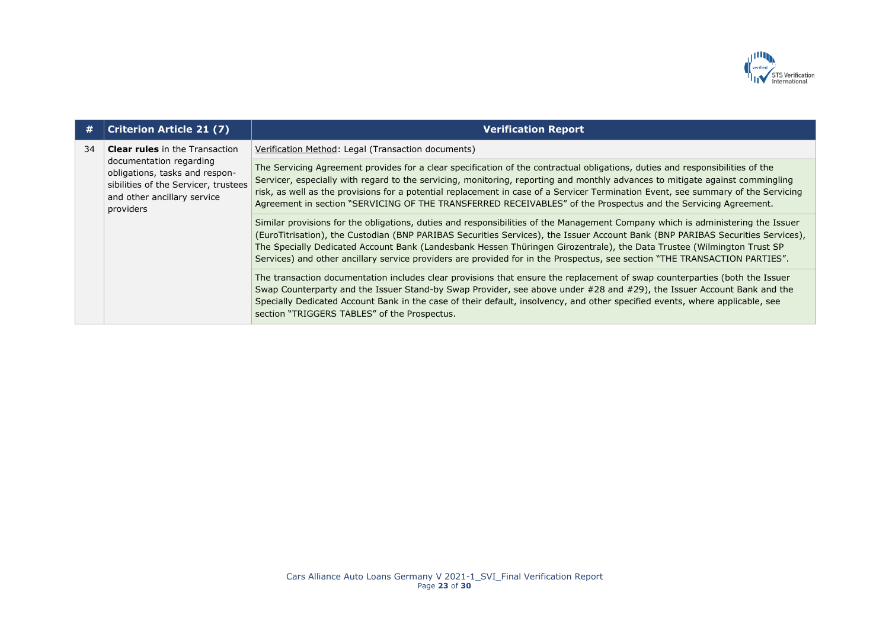| # | Criterion Article 21 (7) | Verification Report |
|---|---|---|
| 34 | **Clear rules** in the Transaction documentation regarding obligations, tasks and respon-sibilities of the Servicer, trustees and other ancillary service providers | Verification Method: Legal (Transaction documents) |
| | | The Servicing Agreement provides for a clear specification of the contractual obligations, duties and responsibilities of the Servicer, especially with regard to the servicing, monitoring, reporting and monthly advances to mitigate against commingling risk, as well as the provisions for a potential replacement in case of a Servicer Termination Event, see summary of the Servicing Agreement in section "SERVICING OF THE TRANSFERRED RECEIVABLES" of the Prospectus and the Servicing Agreement. |
| | | Similar provisions for the obligations, duties and responsibilities of the Management Company which is administering the Issuer (EuroTitrisation), the Custodian (BNP PARIBAS Securities Services), the Issuer Account Bank (BNP PARIBAS Securities Services), The Specially Dedicated Account Bank (Landesbank Hessen Thüringen Girozentrale), the Data Trustee (Wilmington Trust SP Services) and other ancillary service providers are provided for in the Prospectus, see section "THE TRANSACTION PARTIES". |
| | | The transaction documentation includes clear provisions that ensure the replacement of swap counterparties (both the Issuer Swap Counterparty and the Issuer Stand-by Swap Provider, see above under #28 and #29), the Issuer Account Bank and the Specially Dedicated Account Bank in the case of their default, insolvency, and other specified events, where applicable, see section "TRIGGERS TABLES" of the Prospectus. |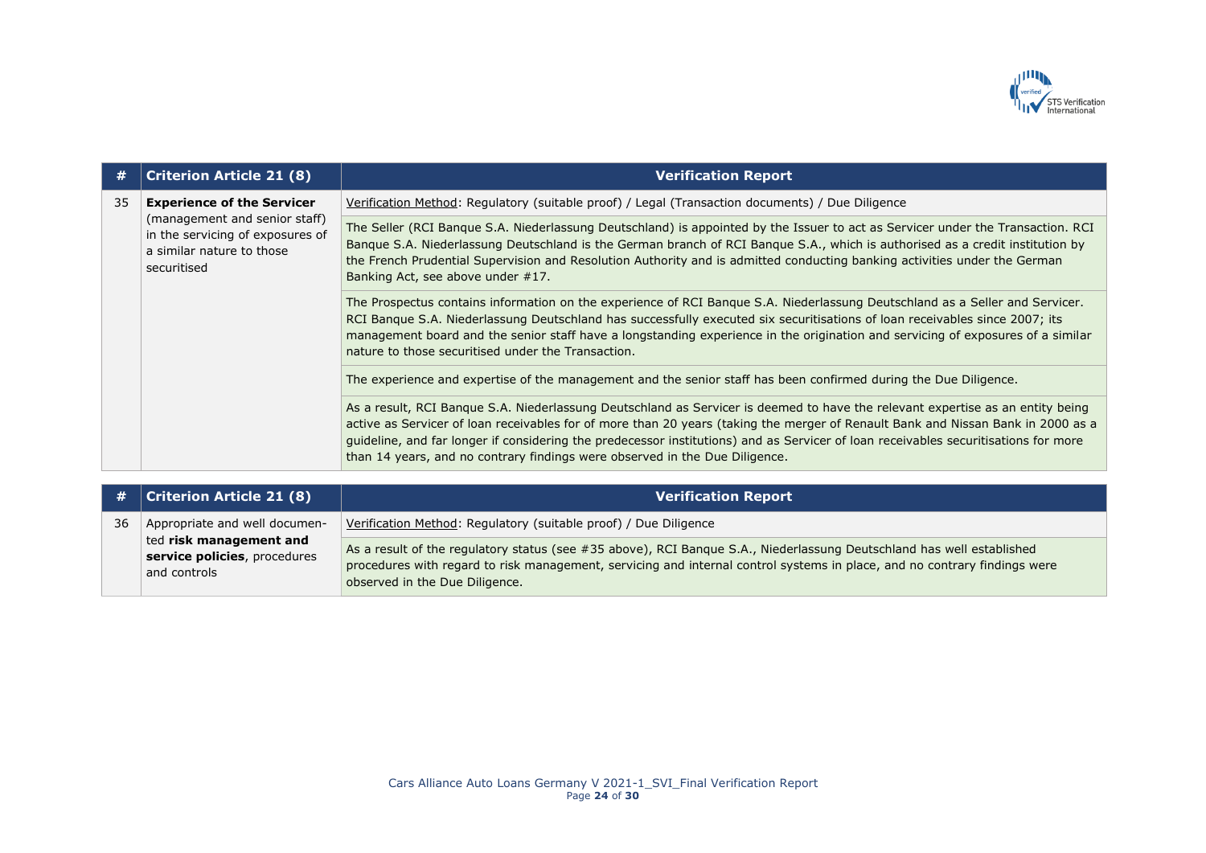| # | Criterion Article 21 (8) | Verification Report |
|---|---|---|
| 35 | **Experience of the Servicer** (management and senior staff) in the servicing of exposures of a similar nature to those securitised | Verification Method: Regulatory (suitable proof) / Legal (Transaction documents) / Due Diligence |
| | | The Seller (RCI Banque S.A. Niederlassung Deutschland) is appointed by the Issuer to act as Servicer under the Transaction. RCI Banque S.A. Niederlassung Deutschland is the German branch of RCI Banque S.A., which is authorised as a credit institution by the French Prudential Supervision and Resolution Authority and is admitted conducting banking activities under the German Banking Act, see above under #17. |
| | | The Prospectus contains information on the experience of RCI Banque S.A. Niederlassung Deutschland as a Seller and Servicer. RCI Banque S.A. Niederlassung Deutschland has successfully executed six securitisations of loan receivables since 2007; its management board and the senior staff have a longstanding experience in the origination and servicing of exposures of a similar nature to those securitised under the Transaction. |
| | | The experience and expertise of the management and the senior staff has been confirmed during the Due Diligence. |
| | | As a result, RCI Banque S.A. Niederlassung Deutschland as Servicer is deemed to have the relevant expertise as an entity being active as Servicer of loan receivables for of more than 20 years (taking the merger of Renault Bank and Nissan Bank in 2000 as a guideline, and far longer if considering the predecessor institutions) and as Servicer of loan receivables securitisations for more than 14 years, and no contrary findings were observed in the Due Diligence. |

| # | Criterion Article 21 (8) | Verification Report |
|---|---|---|
| 36 | Appropriate and well documented **risk management and service policies**, procedures and controls | Verification Method: Regulatory (suitable proof) / Due Diligence |
| | | As a result of the regulatory status (see #35 above), RCI Banque S.A., Niederlassung Deutschland has well established procedures with regard to risk management, servicing and internal control systems in place, and no contrary findings were observed in the Due Diligence. |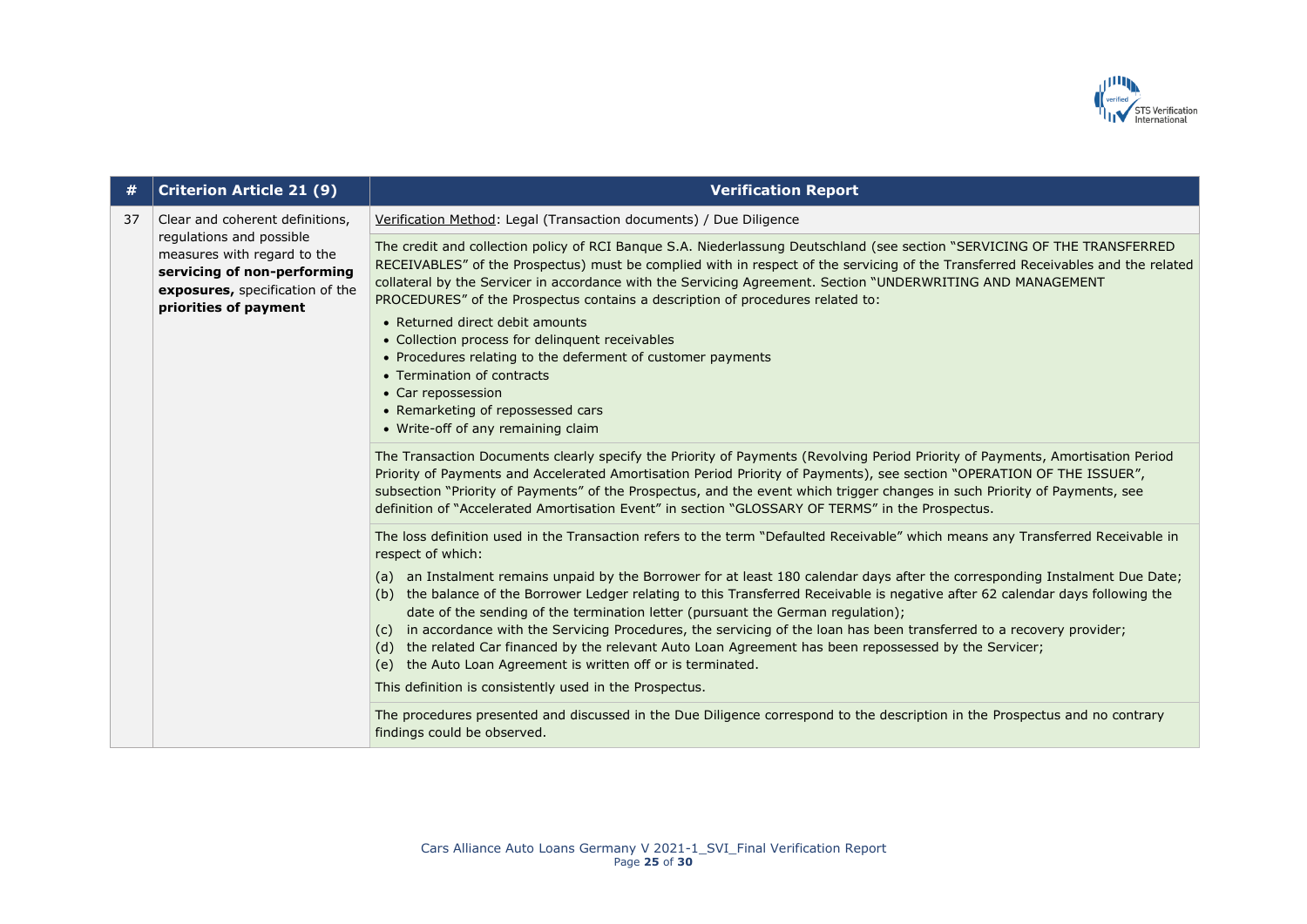| # | Criterion Article 21 (9) | Verification Report |
|---|---|---|
| 37 | Clear and coherent definitions, regulations and possible measures with regard to the **servicing of non-performing exposures,** specification of the **priorities of payment** | Verification Method: Legal (Transaction documents) / Due Diligence |
| | | The credit and collection policy of RCI Banque S.A. Niederlassung Deutschland (see section "SERVICING OF THE TRANSFERRED RECEIVABLES" of the Prospectus) must be complied with in respect of the servicing of the Transferred Receivables and the related collateral by the Servicer in accordance with the Servicing Agreement. Section "UNDERWRITING AND MANAGEMENT PROCEDURES" of the Prospectus contains a description of procedures related to:<br>• Returned direct debit amounts<br>• Collection process for delinquent receivables<br>• Procedures relating to the deferment of customer payments<br>• Termination of contracts<br>• Car repossession<br>• Remarketing of repossessed cars<br>• Write-off of any remaining claim |
| | | The Transaction Documents clearly specify the Priority of Payments (Revolving Period Priority of Payments, Amortisation Period Priority of Payments and Accelerated Amortisation Period Priority of Payments), see section "OPERATION OF THE ISSUER", subsection "Priority of Payments" of the Prospectus, and the event which trigger changes in such Priority of Payments, see definition of "Accelerated Amortisation Event" in section "GLOSSARY OF TERMS" in the Prospectus. |
| | | The loss definition used in the Transaction refers to the term "Defaulted Receivable" which means any Transferred Receivable in respect of which:<br>(a) an Instalment remains unpaid by the Borrower for at least 180 calendar days after the corresponding Instalment Due Date;<br>(b) the balance of the Borrower Ledger relating to this Transferred Receivable is negative after 62 calendar days following the date of the sending of the termination letter (pursuant the German regulation);<br>(c) in accordance with the Servicing Procedures, the servicing of the loan has been transferred to a recovery provider;<br>(d) the related Car financed by the relevant Auto Loan Agreement has been repossessed by the Servicer;<br>(e) the Auto Loan Agreement is written off or is terminated.<br>This definition is consistently used in the Prospectus. |
| | | The procedures presented and discussed in the Due Diligence correspond to the description in the Prospectus and no contrary findings could be observed. |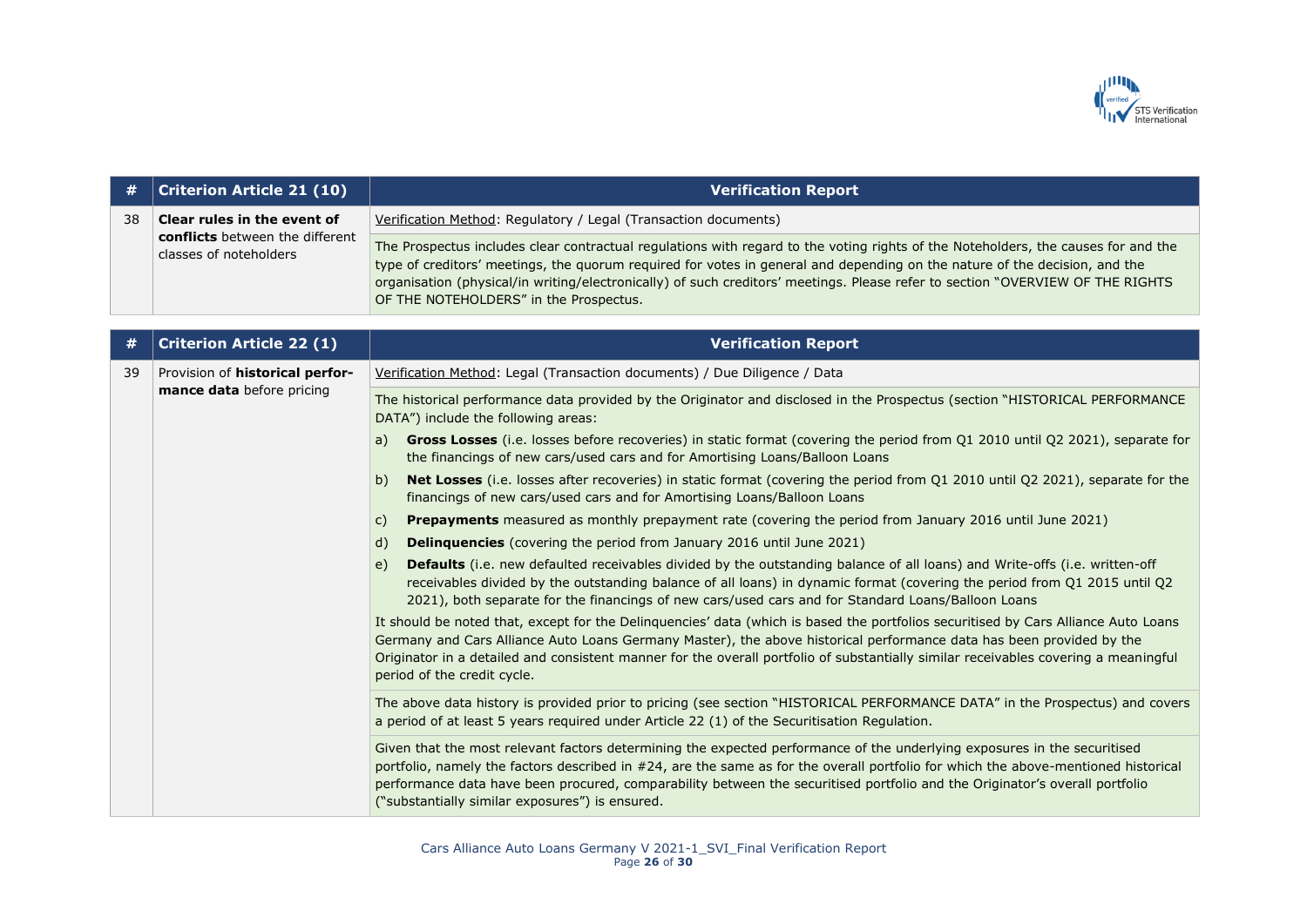| # | Criterion Article 21 (10) | Verification Report |
|---|---|---|
| 38 | **Clear rules in the event of conflicts** between the different classes of noteholders | Verification Method: Regulatory / Legal (Transaction documents) |
| | | The Prospectus includes clear contractual regulations with regard to the voting rights of the Noteholders, the causes for and the type of creditors' meetings, the quorum required for votes in general and depending on the nature of the decision, and the organisation (physical/in writing/electronically) of such creditors' meetings. Please refer to section "OVERVIEW OF THE RIGHTS OF THE NOTEHOLDERS" in the Prospectus. |

| # | Criterion Article 22 (1) | Verification Report |
|---|---|---|
| 39 | Provision of **historical performance data** before pricing | Verification Method: Legal (Transaction documents) / Due Diligence / Data |
| | | The historical performance data provided by the Originator and disclosed in the Prospectus (section "HISTORICAL PERFORMANCE DATA") include the following areas:<br>a) **Gross Losses** (i.e. losses before recoveries) in static format (covering the period from Q1 2010 until Q2 2021), separate for the financings of new cars/used cars and for Amortising Loans/Balloon Loans<br>b) **Net Losses** (i.e. losses after recoveries) in static format (covering the period from Q1 2010 until Q2 2021), separate for the financings of new cars/used cars and for Amortising Loans/Balloon Loans<br>c) **Prepayments** measured as monthly prepayment rate (covering the period from January 2016 until June 2021)<br>d) **Delinquencies** (covering the period from January 2016 until June 2021)<br>e) **Defaults** (i.e. new defaulted receivables divided by the outstanding balance of all loans) and Write-offs (i.e. written-off receivables divided by the outstanding balance of all loans) in dynamic format (covering the period from Q1 2015 until Q2 2021), both separate for the financings of new cars/used cars and for Standard Loans/Balloon Loans<br>It should be noted that, except for the Delinquencies' data (which is based the portfolios securitised by Cars Alliance Auto Loans Germany and Cars Alliance Auto Loans Germany Master), the above historical performance data has been provided by the Originator in a detailed and consistent manner for the overall portfolio of substantially similar receivables covering a meaningful period of the credit cycle. |
| | | The above data history is provided prior to pricing (see section "HISTORICAL PERFORMANCE DATA" in the Prospectus) and covers a period of at least 5 years required under Article 22 (1) of the Securitisation Regulation. |
| | | Given that the most relevant factors determining the expected performance of the underlying exposures in the securitised portfolio, namely the factors described in #24, are the same as for the overall portfolio for which the above-mentioned historical performance data have been procured, comparability between the securitised portfolio and the Originator's overall portfolio ("substantially similar exposures") is ensured. |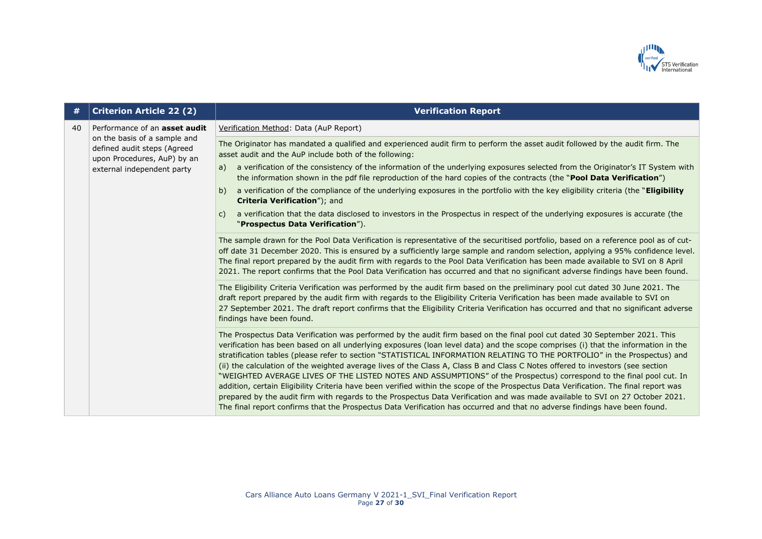| # | Criterion Article 22 (2) | Verification Report |
|---|---|---|
| 40 | Performance of an **asset audit** on the basis of a sample and defined audit steps (Agreed upon Procedures, AuP) by an external independent party | Verification Method: Data (AuP Report) |
| | | The Originator has mandated a qualified and experienced audit firm to perform the asset audit followed by the audit firm. The asset audit and the AuP include both of the following:<br>a) a verification of the consistency of the information of the underlying exposures selected from the Originator's IT System with the information shown in the pdf file reproduction of the hard copies of the contracts (the "**Pool Data Verification**")<br>b) a verification of the compliance of the underlying exposures in the portfolio with the key eligibility criteria (the "**Eligibility Criteria Verification**"); and<br>c) a verification that the data disclosed to investors in the Prospectus in respect of the underlying exposures is accurate (the "**Prospectus Data Verification**"). |
| | | The sample drawn for the Pool Data Verification is representative of the securitised portfolio, based on a reference pool as of cut-off date 31 December 2020. This is ensured by a sufficiently large sample and random selection, applying a 95% confidence level. The final report prepared by the audit firm with regards to the Pool Data Verification has been made available to SVI on 8 April 2021. The report confirms that the Pool Data Verification has occurred and that no significant adverse findings have been found. |
| | | The Eligibility Criteria Verification was performed by the audit firm based on the preliminary pool cut dated 30 June 2021. The draft report prepared by the audit firm with regards to the Eligibility Criteria Verification has been made available to SVI on 27 September 2021. The draft report confirms that the Eligibility Criteria Verification has occurred and that no significant adverse findings have been found. |
| | | The Prospectus Data Verification was performed by the audit firm based on the final pool cut dated 30 September 2021. This verification has been based on all underlying exposures (loan level data) and the scope comprises (i) that the information in the stratification tables (please refer to section "STATISTICAL INFORMATION RELATING TO THE PORTFOLIO" in the Prospectus) and (ii) the calculation of the weighted average lives of the Class A, Class B and Class C Notes offered to investors (see section "WEIGHTED AVERAGE LIVES OF THE LISTED NOTES AND ASSUMPTIONS" of the Prospectus) correspond to the final pool cut. In addition, certain Eligibility Criteria have been verified within the scope of the Prospectus Data Verification. The final report was prepared by the audit firm with regards to the Prospectus Data Verification and was made available to SVI on 27 October 2021. The final report confirms that the Prospectus Data Verification has occurred and that no adverse findings have been found. |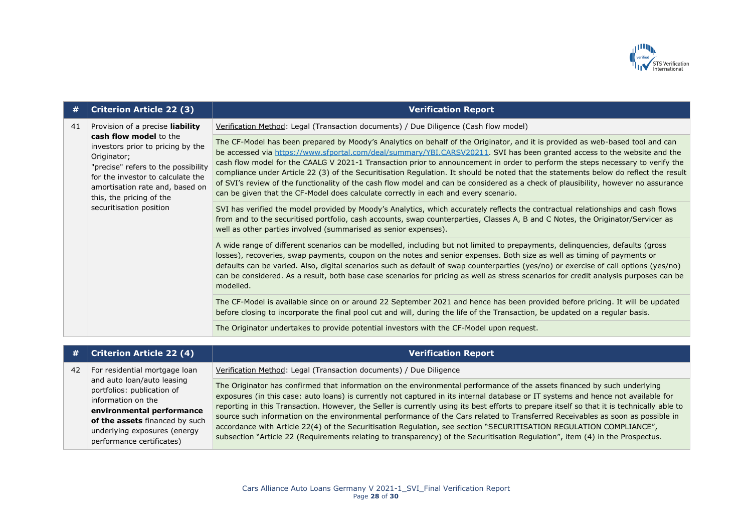| # | Criterion Article 22 (3) | Verification Report |
|---|---|---|
| 41 | Provision of a precise **liability cash flow model** to the investors prior to pricing by the Originator;<br>"precise" refers to the possibility for the investor to calculate the amortisation rate and, based on this, the pricing of the securitisation position | Verification Method: Legal (Transaction documents) / Due Diligence (Cash flow model) |
| | | The CF-Model has been prepared by Moody's Analytics on behalf of the Originator, and it is provided as web-based tool and can be accessed via https://www.sfportal.com/deal/summary/YBI.CARSV20211. SVI has been granted access to the website and the cash flow model for the CAALG V 2021-1 Transaction prior to announcement in order to perform the steps necessary to verify the compliance under Article 22 (3) of the Securitisation Regulation. It should be noted that the statements below do reflect the result of SVI's review of the functionality of the cash flow model and can be considered as a check of plausibility, however no assurance can be given that the CF-Model does calculate correctly in each and every scenario. |
| | | SVI has verified the model provided by Moody's Analytics, which accurately reflects the contractual relationships and cash flows from and to the securitised portfolio, cash accounts, swap counterparties, Classes A, B and C Notes, the Originator/Servicer as well as other parties involved (summarised as senior expenses). |
| | | A wide range of different scenarios can be modelled, including but not limited to prepayments, delinquencies, defaults (gross losses), recoveries, swap payments, coupon on the notes and senior expenses. Both size as well as timing of payments or defaults can be varied. Also, digital scenarios such as default of swap counterparties (yes/no) or exercise of call options (yes/no) can be considered. As a result, both base case scenarios for pricing as well as stress scenarios for credit analysis purposes can be modelled. |
| | | The CF-Model is available since on or around 22 September 2021 and hence has been provided before pricing. It will be updated before closing to incorporate the final pool cut and will, during the life of the Transaction, be updated on a regular basis. |
| | | The Originator undertakes to provide potential investors with the CF-Model upon request. |

| # | Criterion Article 22 (4) | Verification Report |
|---|---|---|
| 42 | For residential mortgage loan and auto loan/auto leasing portfolios: publication of information on the **environmental performance of the assets** financed by such underlying exposures (energy performance certificates) | Verification Method: Legal (Transaction documents) / Due Diligence |
| | | The Originator has confirmed that information on the environmental performance of the assets financed by such underlying exposures (in this case: auto loans) is currently not captured in its internal database or IT systems and hence not available for reporting in this Transaction. However, the Seller is currently using its best efforts to prepare itself so that it is technically able to source such information on the environmental performance of the Cars related to Transferred Receivables as soon as possible in accordance with Article 22(4) of the Securitisation Regulation, see section "SECURITISATION REGULATION COMPLIANCE", subsection "Article 22 (Requirements relating to transparency) of the Securitisation Regulation", item (4) in the Prospectus. |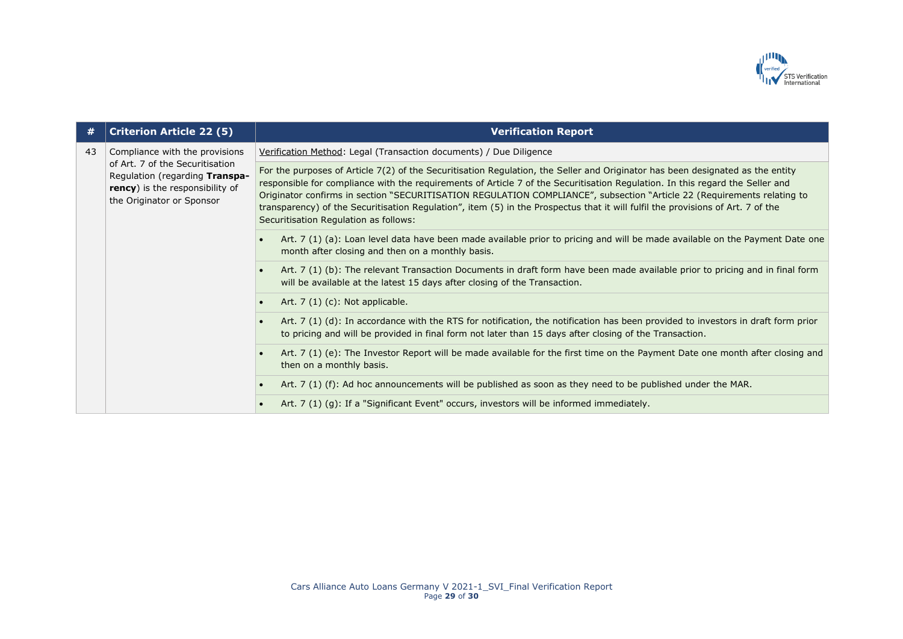| # | Criterion Article 22 (5) | Verification Report |
|---|---|---|
| 43 | Compliance with the provisions of Art. 7 of the Securitisation Regulation (regarding **Transparency**) is the responsibility of the Originator or Sponsor | Verification Method: Legal (Transaction documents) / Due Diligence |
| | | For the purposes of Article 7(2) of the Securitisation Regulation, the Seller and Originator has been designated as the entity responsible for compliance with the requirements of Article 7 of the Securitisation Regulation. In this regard the Seller and Originator confirms in section "SECURITISATION REGULATION COMPLIANCE", subsection "Article 22 (Requirements relating to transparency) of the Securitisation Regulation", item (5) in the Prospectus that it will fulfil the provisions of Art. 7 of the Securitisation Regulation as follows: |
| | | • Art. 7 (1) (a): Loan level data have been made available prior to pricing and will be made available on the Payment Date one month after closing and then on a monthly basis. |
| | | • Art. 7 (1) (b): The relevant Transaction Documents in draft form have been made available prior to pricing and in final form will be available at the latest 15 days after closing of the Transaction. |
| | | • Art. 7 (1) (c): Not applicable. |
| | | • Art. 7 (1) (d): In accordance with the RTS for notification, the notification has been provided to investors in draft form prior to pricing and will be provided in final form not later than 15 days after closing of the Transaction. |
| | | • Art. 7 (1) (e): The Investor Report will be made available for the first time on the Payment Date one month after closing and then on a monthly basis. |
| | | • Art. 7 (1) (f): Ad hoc announcements will be published as soon as they need to be published under the MAR. |
| | | • Art. 7 (1) (g): If a "Significant Event" occurs, investors will be informed immediately. |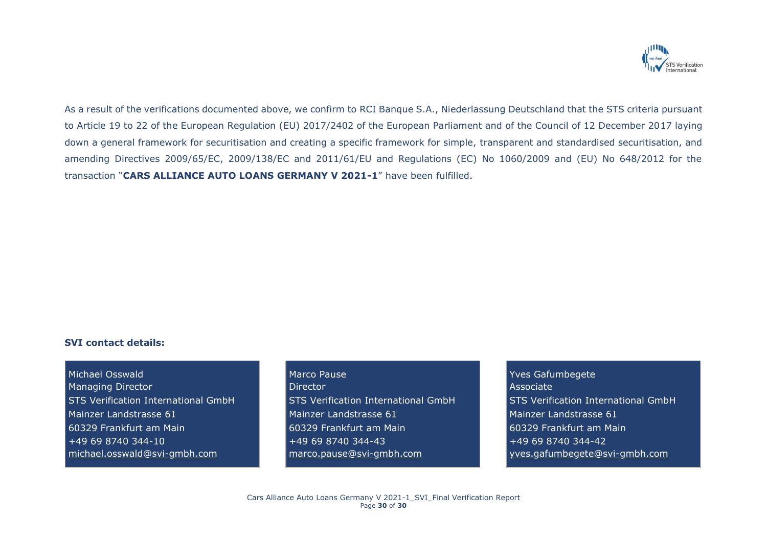As a result of the verifications documented above, we confirm to RCI Banque S.A., Niederlassung Deutschland that the STS criteria pursuant to Article 19 to 22 of the European Regulation (EU) 2017/2402 of the European Parliament and of the Council of 12 December 2017 laying down a general framework for securitisation and creating a specific framework for simple, transparent and standardised securitisation, and amending Directives 2009/65/EC, 2009/138/EC and 2011/61/EU and Regulations (EC) No 1060/2009 and (EU) No 648/2012 for the transaction "**CARS ALLIANCE AUTO LOANS GERMANY V 2021-1**" have been fulfilled.

**SVI contact details:**

| | | |
|---|---|---|
| Michael Osswald<br>Managing Director<br>STS Verification International GmbH<br>Mainzer Landstrasse 61<br>60329 Frankfurt am Main<br>+49 69 8740 344-10<br>michael.osswald@svi-gmbh.com | Marco Pause<br>Director<br>STS Verification International GmbH<br>Mainzer Landstrasse 61<br>60329 Frankfurt am Main<br>+49 69 8740 344-43<br>marco.pause@svi-gmbh.com | Yves Gafumbegete<br>Associate<br>STS Verification International GmbH<br>Mainzer Landstrasse 61<br>60329 Frankfurt am Main<br>+49 69 8740 344-42<br>yves.gafumbegete@svi-gmbh.com |